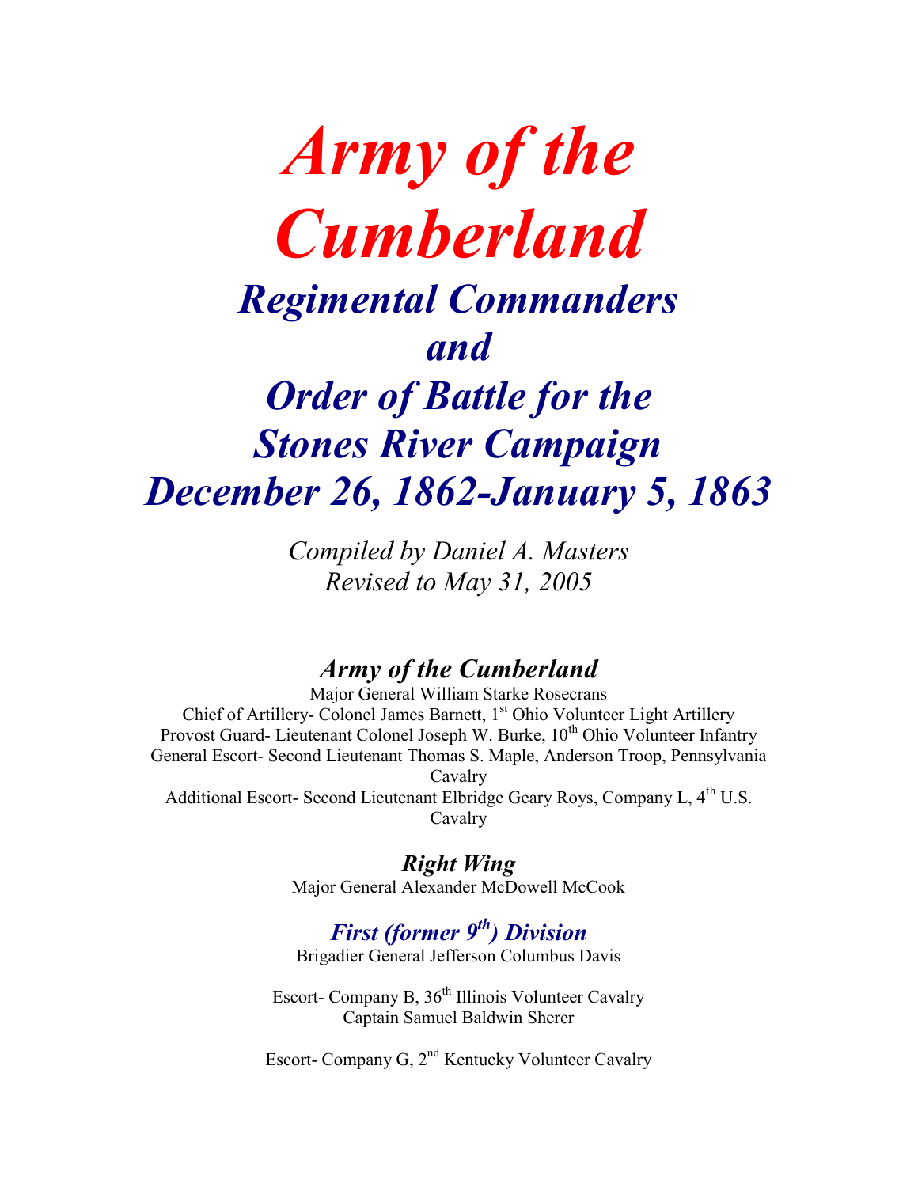# *Army of the Cumberland*

## *Regimental Commanders and Order of Battle for the Stones River Campaign December 26, 1862-January 5, 1863*

*Compiled by Daniel A. Masters*
*Revised to May 31, 2005*

### *Army of the Cumberland*

Major General William Starke Rosecrans
Chief of Artillery- Colonel James Barnett, 1st Ohio Volunteer Light Artillery
Provost Guard- Lieutenant Colonel Joseph W. Burke, 10th Ohio Volunteer Infantry
General Escort- Second Lieutenant Thomas S. Maple, Anderson Troop, Pennsylvania Cavalry
Additional Escort- Second Lieutenant Elbridge Geary Roys, Company L, 4th U.S. Cavalry

### *Right Wing*

Major General Alexander McDowell McCook

#### *First (former 9th) Division*

Brigadier General Jefferson Columbus Davis

Escort- Company B, 36th Illinois Volunteer Cavalry
Captain Samuel Baldwin Sherer

Escort- Company G, 2nd Kentucky Volunteer Cavalry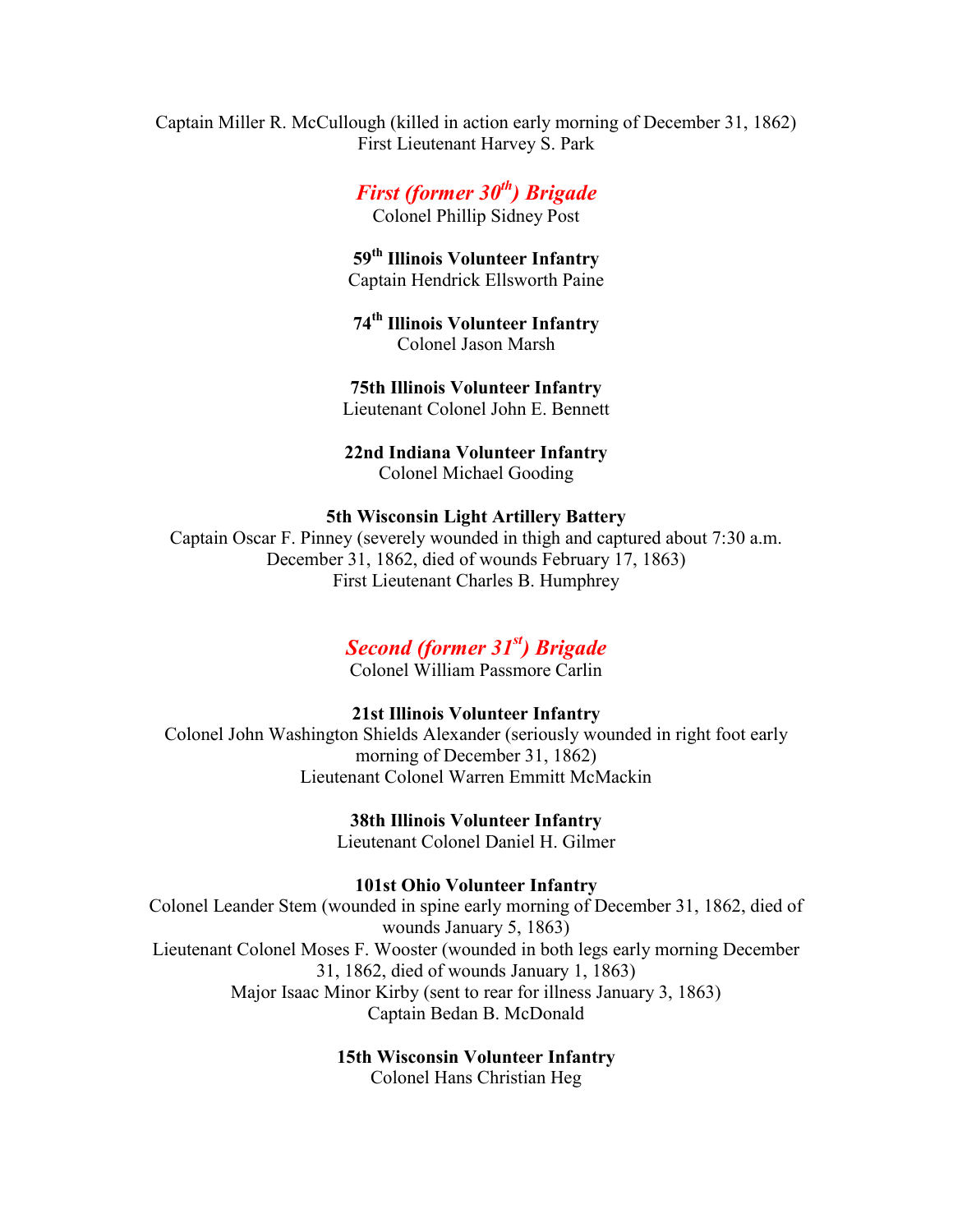Captain Miller R. McCullough (killed in action early morning of December 31, 1862)
First Lieutenant Harvey S. Park

## *First (former 30th) Brigade*

Colonel Phillip Sidney Post

**59th Illinois Volunteer Infantry**
Captain Hendrick Ellsworth Paine

**74th Illinois Volunteer Infantry**
Colonel Jason Marsh

**75th Illinois Volunteer Infantry**
Lieutenant Colonel John E. Bennett

**22nd Indiana Volunteer Infantry**
Colonel Michael Gooding

**5th Wisconsin Light Artillery Battery**
Captain Oscar F. Pinney (severely wounded in thigh and captured about 7:30 a.m. December 31, 1862, died of wounds February 17, 1863)
First Lieutenant Charles B. Humphrey

## *Second (former 31st) Brigade*

Colonel William Passmore Carlin

**21st Illinois Volunteer Infantry**
Colonel John Washington Shields Alexander (seriously wounded in right foot early morning of December 31, 1862)
Lieutenant Colonel Warren Emmitt McMackin

**38th Illinois Volunteer Infantry**
Lieutenant Colonel Daniel H. Gilmer

**101st Ohio Volunteer Infantry**
Colonel Leander Stem (wounded in spine early morning of December 31, 1862, died of wounds January 5, 1863)
Lieutenant Colonel Moses F. Wooster (wounded in both legs early morning December 31, 1862, died of wounds January 1, 1863)
Major Isaac Minor Kirby (sent to rear for illness January 3, 1863)
Captain Bedan B. McDonald

**15th Wisconsin Volunteer Infantry**
Colonel Hans Christian Heg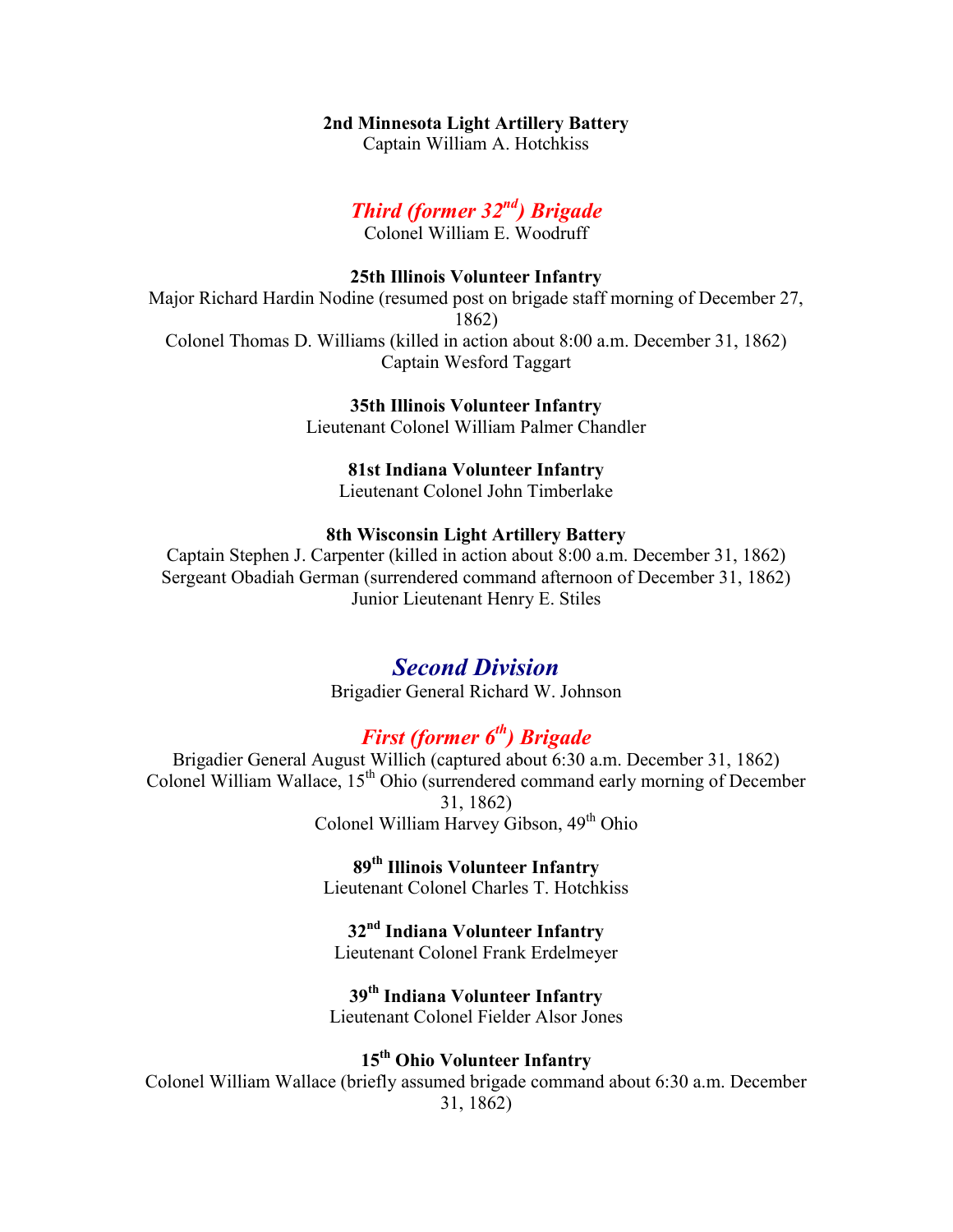**2nd Minnesota Light Artillery Battery**
Captain William A. Hotchkiss

### *Third (former 32nd) Brigade*

Colonel William E. Woodruff

**25th Illinois Volunteer Infantry**
Major Richard Hardin Nodine (resumed post on brigade staff morning of December 27, 1862)
Colonel Thomas D. Williams (killed in action about 8:00 a.m. December 31, 1862)
Captain Wesford Taggart

**35th Illinois Volunteer Infantry**
Lieutenant Colonel William Palmer Chandler

**81st Indiana Volunteer Infantry**
Lieutenant Colonel John Timberlake

**8th Wisconsin Light Artillery Battery**
Captain Stephen J. Carpenter (killed in action about 8:00 a.m. December 31, 1862)
Sergeant Obadiah German (surrendered command afternoon of December 31, 1862)
Junior Lieutenant Henry E. Stiles

## *Second Division*

Brigadier General Richard W. Johnson

### *First (former 6th) Brigade*

Brigadier General August Willich (captured about 6:30 a.m. December 31, 1862)
Colonel William Wallace, 15th Ohio (surrendered command early morning of December 31, 1862)
Colonel William Harvey Gibson, 49th Ohio

**89th Illinois Volunteer Infantry**
Lieutenant Colonel Charles T. Hotchkiss

**32nd Indiana Volunteer Infantry**
Lieutenant Colonel Frank Erdelmeyer

**39th Indiana Volunteer Infantry**
Lieutenant Colonel Fielder Alsor Jones

**15th Ohio Volunteer Infantry**
Colonel William Wallace (briefly assumed brigade command about 6:30 a.m. December 31, 1862)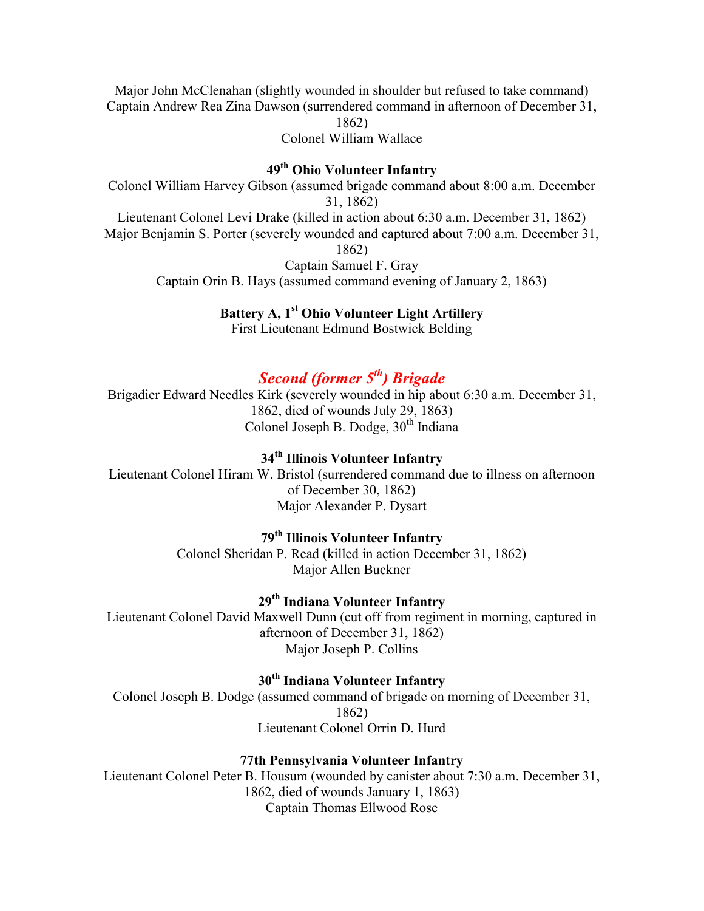Major John McClenahan (slightly wounded in shoulder but refused to take command)
Captain Andrew Rea Zina Dawson (surrendered command in afternoon of December 31, 1862)
Colonel William Wallace

**49th Ohio Volunteer Infantry**

Colonel William Harvey Gibson (assumed brigade command about 8:00 a.m. December 31, 1862)
Lieutenant Colonel Levi Drake (killed in action about 6:30 a.m. December 31, 1862)
Major Benjamin S. Porter (severely wounded and captured about 7:00 a.m. December 31, 1862)
Captain Samuel F. Gray
Captain Orin B. Hays (assumed command evening of January 2, 1863)

**Battery A, 1st Ohio Volunteer Light Artillery**

First Lieutenant Edmund Bostwick Belding

## *Second (former 5th) Brigade*

Brigadier Edward Needles Kirk (severely wounded in hip about 6:30 a.m. December 31, 1862, died of wounds July 29, 1863)
Colonel Joseph B. Dodge, 30th Indiana

**34th Illinois Volunteer Infantry**

Lieutenant Colonel Hiram W. Bristol (surrendered command due to illness on afternoon of December 30, 1862)
Major Alexander P. Dysart

**79th Illinois Volunteer Infantry**

Colonel Sheridan P. Read (killed in action December 31, 1862)
Major Allen Buckner

**29th Indiana Volunteer Infantry**

Lieutenant Colonel David Maxwell Dunn (cut off from regiment in morning, captured in afternoon of December 31, 1862)
Major Joseph P. Collins

**30th Indiana Volunteer Infantry**

Colonel Joseph B. Dodge (assumed command of brigade on morning of December 31, 1862)
Lieutenant Colonel Orrin D. Hurd

**77th Pennsylvania Volunteer Infantry**

Lieutenant Colonel Peter B. Housum (wounded by canister about 7:30 a.m. December 31, 1862, died of wounds January 1, 1863)
Captain Thomas Ellwood Rose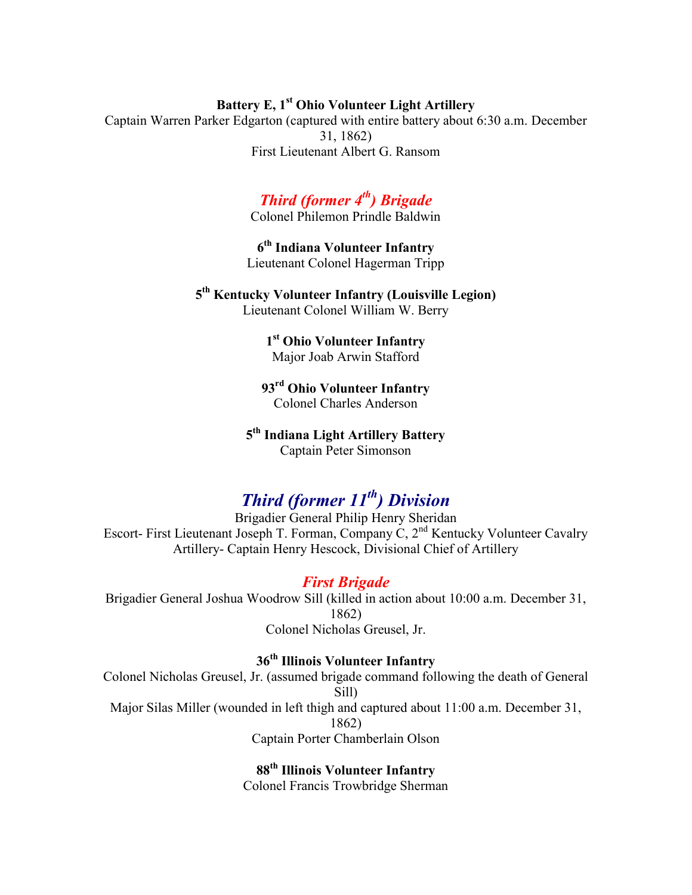**Battery E, 1st Ohio Volunteer Light Artillery**
Captain Warren Parker Edgarton (captured with entire battery about 6:30 a.m. December 31, 1862)
First Lieutenant Albert G. Ransom

### *Third (former 4th) Brigade*
Colonel Philemon Prindle Baldwin

**6th Indiana Volunteer Infantry**
Lieutenant Colonel Hagerman Tripp

**5th Kentucky Volunteer Infantry (Louisville Legion)**
Lieutenant Colonel William W. Berry

**1st Ohio Volunteer Infantry**
Major Joab Arwin Stafford

**93rd Ohio Volunteer Infantry**
Colonel Charles Anderson

**5th Indiana Light Artillery Battery**
Captain Peter Simonson

## *Third (former 11th) Division*
Brigadier General Philip Henry Sheridan
Escort- First Lieutenant Joseph T. Forman, Company C, 2nd Kentucky Volunteer Cavalry
Artillery- Captain Henry Hescock, Divisional Chief of Artillery

### *First Brigade*
Brigadier General Joshua Woodrow Sill (killed in action about 10:00 a.m. December 31, 1862)
Colonel Nicholas Greusel, Jr.

**36th Illinois Volunteer Infantry**
Colonel Nicholas Greusel, Jr. (assumed brigade command following the death of General Sill)
Major Silas Miller (wounded in left thigh and captured about 11:00 a.m. December 31, 1862)
Captain Porter Chamberlain Olson

**88th Illinois Volunteer Infantry**
Colonel Francis Trowbridge Sherman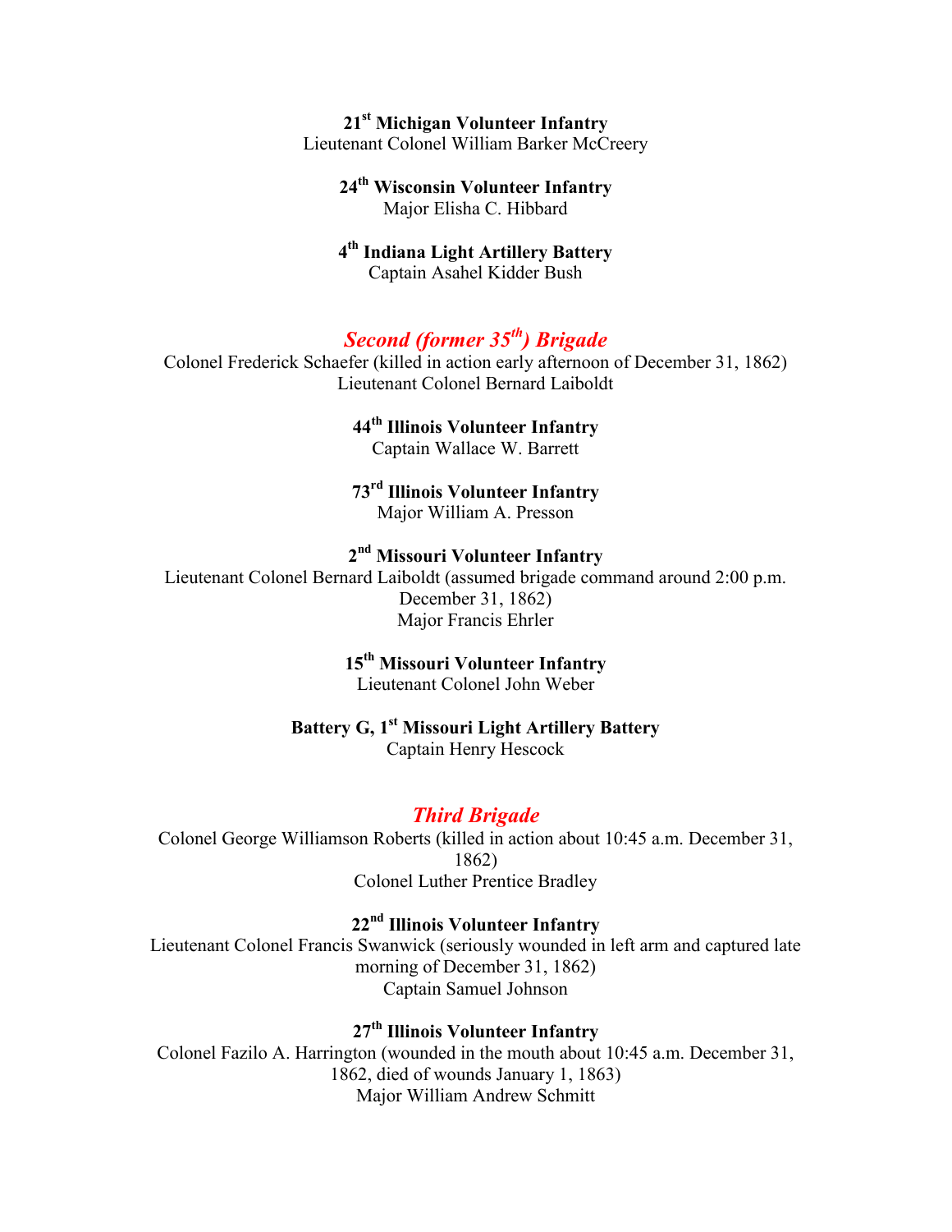**21st Michigan Volunteer Infantry**
Lieutenant Colonel William Barker McCreery

**24th Wisconsin Volunteer Infantry**
Major Elisha C. Hibbard

**4th Indiana Light Artillery Battery**
Captain Asahel Kidder Bush

## ***Second (former 35th) Brigade***

Colonel Frederick Schaefer (killed in action early afternoon of December 31, 1862)
Lieutenant Colonel Bernard Laiboldt

**44th Illinois Volunteer Infantry**
Captain Wallace W. Barrett

**73rd Illinois Volunteer Infantry**
Major William A. Presson

**2nd Missouri Volunteer Infantry**
Lieutenant Colonel Bernard Laiboldt (assumed brigade command around 2:00 p.m. December 31, 1862)
Major Francis Ehrler

**15th Missouri Volunteer Infantry**
Lieutenant Colonel John Weber

**Battery G, 1st Missouri Light Artillery Battery**
Captain Henry Hescock

## ***Third Brigade***

Colonel George Williamson Roberts (killed in action about 10:45 a.m. December 31, 1862)
Colonel Luther Prentice Bradley

**22nd Illinois Volunteer Infantry**
Lieutenant Colonel Francis Swanwick (seriously wounded in left arm and captured late morning of December 31, 1862)
Captain Samuel Johnson

**27th Illinois Volunteer Infantry**
Colonel Fazilo A. Harrington (wounded in the mouth about 10:45 a.m. December 31, 1862, died of wounds January 1, 1863)
Major William Andrew Schmitt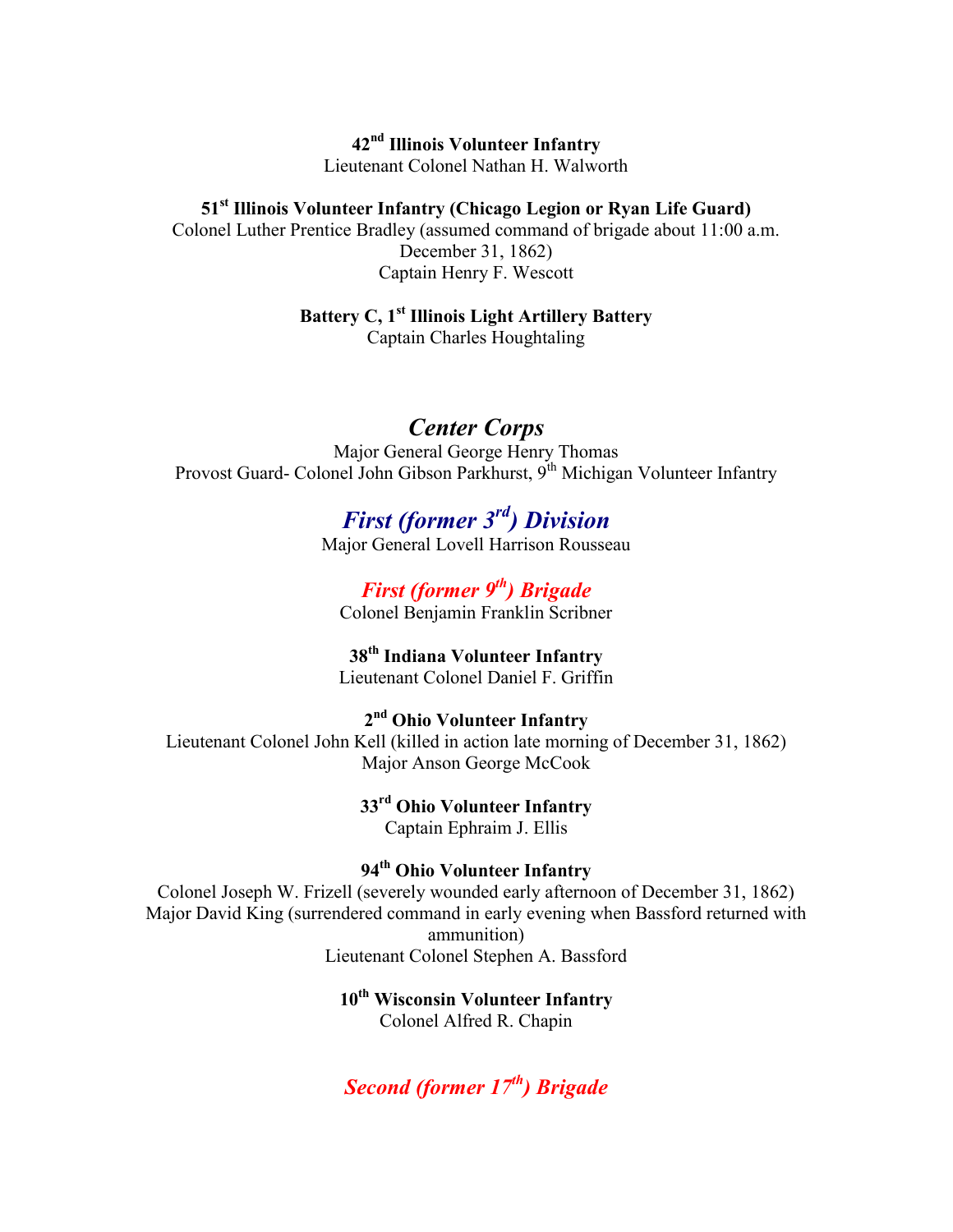**42nd Illinois Volunteer Infantry**
Lieutenant Colonel Nathan H. Walworth

**51st Illinois Volunteer Infantry (Chicago Legion or Ryan Life Guard)**
Colonel Luther Prentice Bradley (assumed command of brigade about 11:00 a.m. December 31, 1862)
Captain Henry F. Wescott

**Battery C, 1st Illinois Light Artillery Battery**
Captain Charles Houghtaling

## *Center Corps*

Major General George Henry Thomas
Provost Guard- Colonel John Gibson Parkhurst, 9th Michigan Volunteer Infantry

### *First (former 3rd) Division*

Major General Lovell Harrison Rousseau

#### *First (former 9th) Brigade*

Colonel Benjamin Franklin Scribner

**38th Indiana Volunteer Infantry**
Lieutenant Colonel Daniel F. Griffin

**2nd Ohio Volunteer Infantry**
Lieutenant Colonel John Kell (killed in action late morning of December 31, 1862)
Major Anson George McCook

**33rd Ohio Volunteer Infantry**
Captain Ephraim J. Ellis

**94th Ohio Volunteer Infantry**
Colonel Joseph W. Frizell (severely wounded early afternoon of December 31, 1862)
Major David King (surrendered command in early evening when Bassford returned with ammunition)
Lieutenant Colonel Stephen A. Bassford

**10th Wisconsin Volunteer Infantry**
Colonel Alfred R. Chapin

#### *Second (former 17th) Brigade*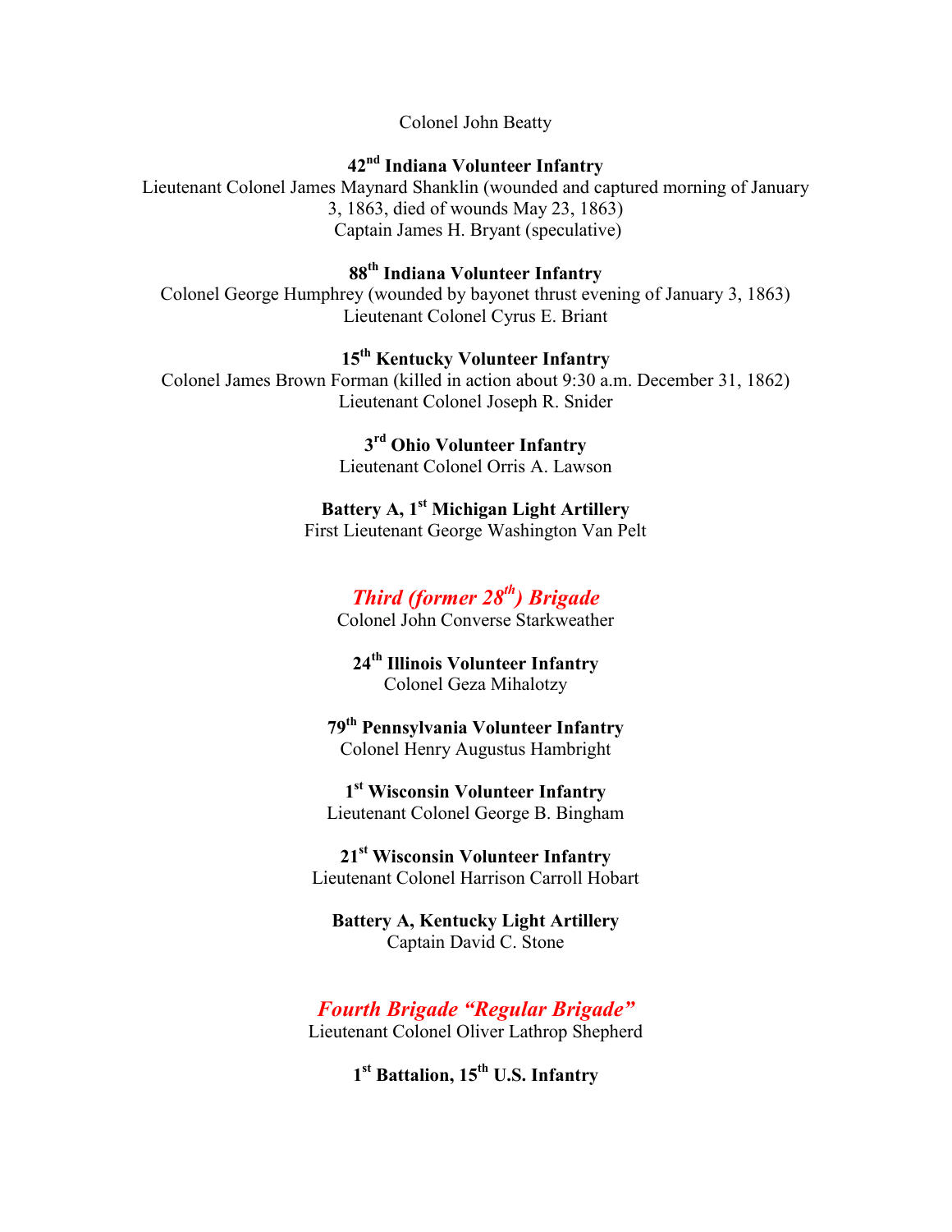Colonel John Beatty

**42nd Indiana Volunteer Infantry**
Lieutenant Colonel James Maynard Shanklin (wounded and captured morning of January 3, 1863, died of wounds May 23, 1863)
Captain James H. Bryant (speculative)

**88th Indiana Volunteer Infantry**
Colonel George Humphrey (wounded by bayonet thrust evening of January 3, 1863)
Lieutenant Colonel Cyrus E. Briant

**15th Kentucky Volunteer Infantry**
Colonel James Brown Forman (killed in action about 9:30 a.m. December 31, 1862)
Lieutenant Colonel Joseph R. Snider

**3rd Ohio Volunteer Infantry**
Lieutenant Colonel Orris A. Lawson

**Battery A, 1st Michigan Light Artillery**
First Lieutenant George Washington Van Pelt

## *Third (former 28th) Brigade*
Colonel John Converse Starkweather

**24th Illinois Volunteer Infantry**
Colonel Geza Mihalotzy

**79th Pennsylvania Volunteer Infantry**
Colonel Henry Augustus Hambright

**1st Wisconsin Volunteer Infantry**
Lieutenant Colonel George B. Bingham

**21st Wisconsin Volunteer Infantry**
Lieutenant Colonel Harrison Carroll Hobart

**Battery A, Kentucky Light Artillery**
Captain David C. Stone

## *Fourth Brigade "Regular Brigade"*
Lieutenant Colonel Oliver Lathrop Shepherd

**1st Battalion, 15th U.S. Infantry**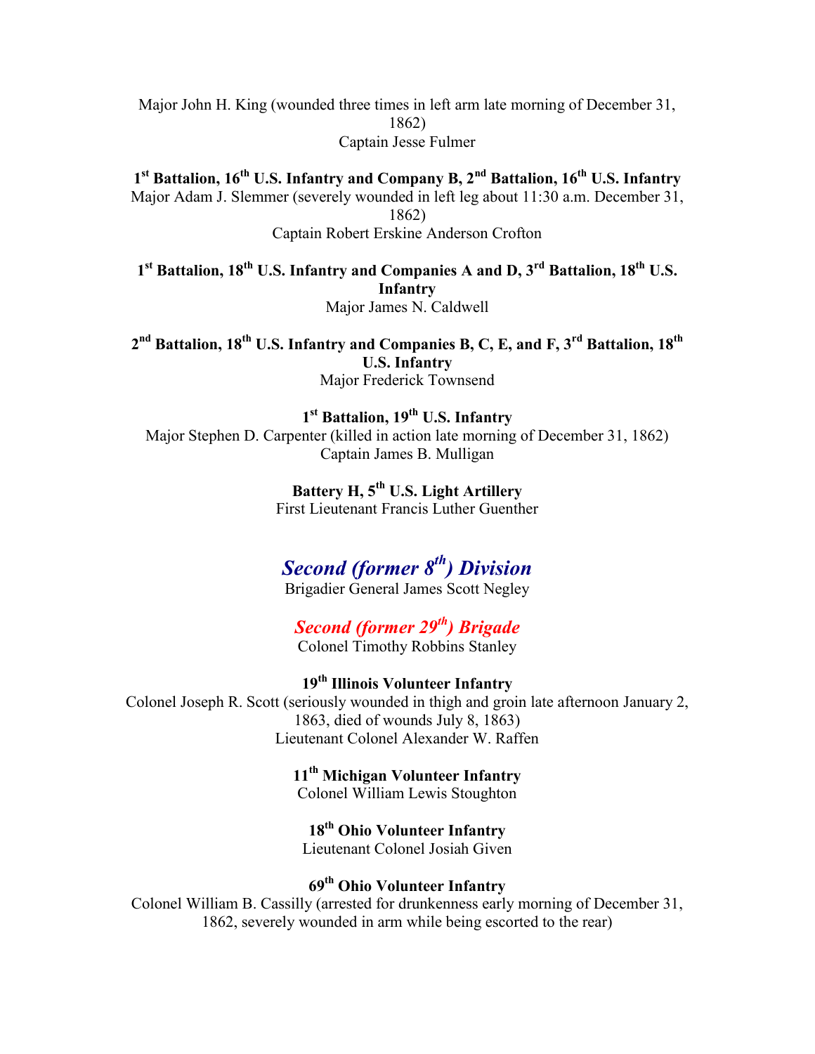Major John H. King (wounded three times in left arm late morning of December 31, 1862)
Captain Jesse Fulmer

**1st Battalion, 16th U.S. Infantry and Company B, 2nd Battalion, 16th U.S. Infantry**
Major Adam J. Slemmer (severely wounded in left leg about 11:30 a.m. December 31, 1862)
Captain Robert Erskine Anderson Crofton

**1st Battalion, 18th U.S. Infantry and Companies A and D, 3rd Battalion, 18th U.S. Infantry**
Major James N. Caldwell

**2nd Battalion, 18th U.S. Infantry and Companies B, C, E, and F, 3rd Battalion, 18th U.S. Infantry**
Major Frederick Townsend

**1st Battalion, 19th U.S. Infantry**
Major Stephen D. Carpenter (killed in action late morning of December 31, 1862)
Captain James B. Mulligan

**Battery H, 5th U.S. Light Artillery**
First Lieutenant Francis Luther Guenther

## *Second (former 8th) Division*
Brigadier General James Scott Negley

### *Second (former 29th) Brigade*
Colonel Timothy Robbins Stanley

**19th Illinois Volunteer Infantry**
Colonel Joseph R. Scott (seriously wounded in thigh and groin late afternoon January 2, 1863, died of wounds July 8, 1863)
Lieutenant Colonel Alexander W. Raffen

**11th Michigan Volunteer Infantry**
Colonel William Lewis Stoughton

**18th Ohio Volunteer Infantry**
Lieutenant Colonel Josiah Given

**69th Ohio Volunteer Infantry**
Colonel William B. Cassilly (arrested for drunkenness early morning of December 31, 1862, severely wounded in arm while being escorted to the rear)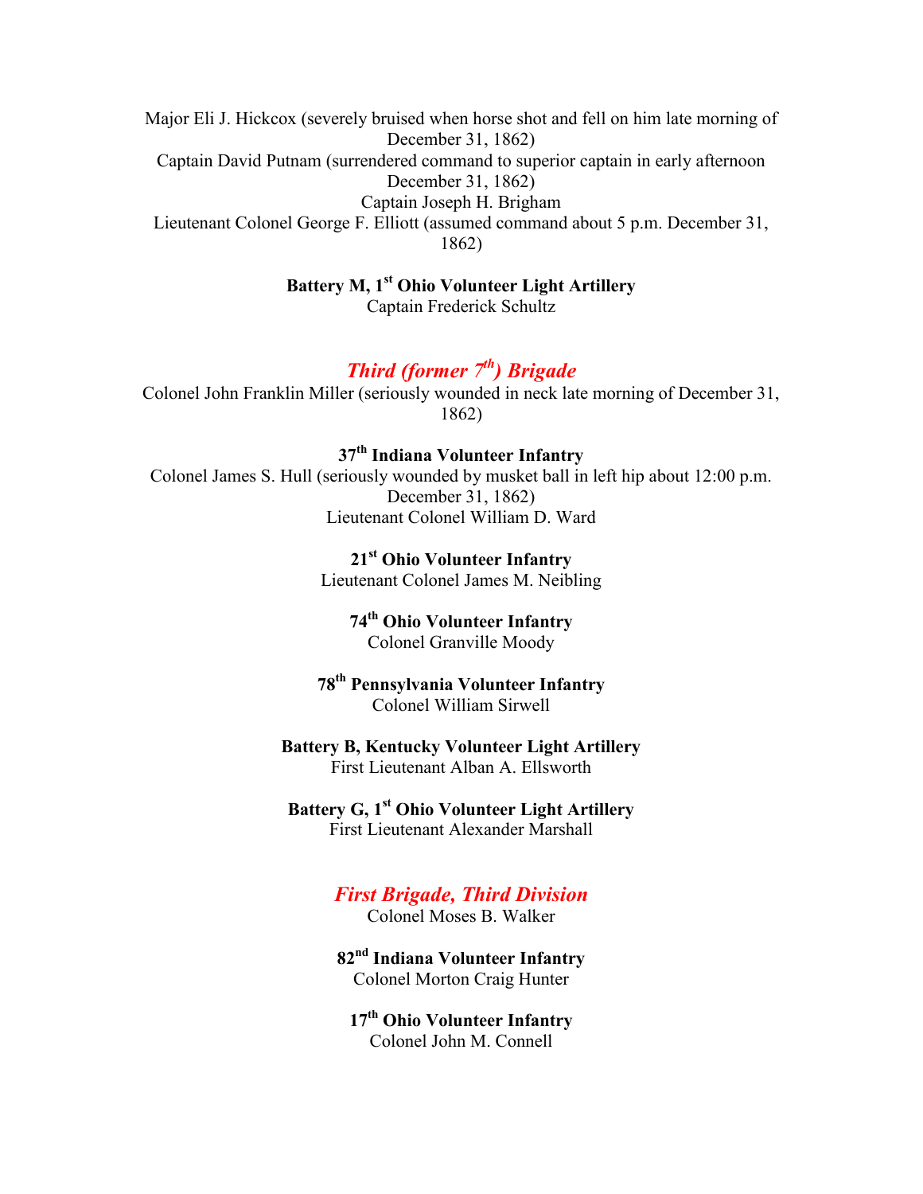Major Eli J. Hickcox (severely bruised when horse shot and fell on him late morning of December 31, 1862)
Captain David Putnam (surrendered command to superior captain in early afternoon December 31, 1862)
Captain Joseph H. Brigham
Lieutenant Colonel George F. Elliott (assumed command about 5 p.m. December 31, 1862)

**Battery M, 1st Ohio Volunteer Light Artillery**
Captain Frederick Schultz

## *Third (former 7th) Brigade*

Colonel John Franklin Miller (seriously wounded in neck late morning of December 31, 1862)

**37th Indiana Volunteer Infantry**
Colonel James S. Hull (seriously wounded by musket ball in left hip about 12:00 p.m. December 31, 1862)
Lieutenant Colonel William D. Ward

**21st Ohio Volunteer Infantry**
Lieutenant Colonel James M. Neibling

**74th Ohio Volunteer Infantry**
Colonel Granville Moody

**78th Pennsylvania Volunteer Infantry**
Colonel William Sirwell

**Battery B, Kentucky Volunteer Light Artillery**
First Lieutenant Alban A. Ellsworth

**Battery G, 1st Ohio Volunteer Light Artillery**
First Lieutenant Alexander Marshall

## *First Brigade, Third Division*

Colonel Moses B. Walker

**82nd Indiana Volunteer Infantry**
Colonel Morton Craig Hunter

**17th Ohio Volunteer Infantry**
Colonel John M. Connell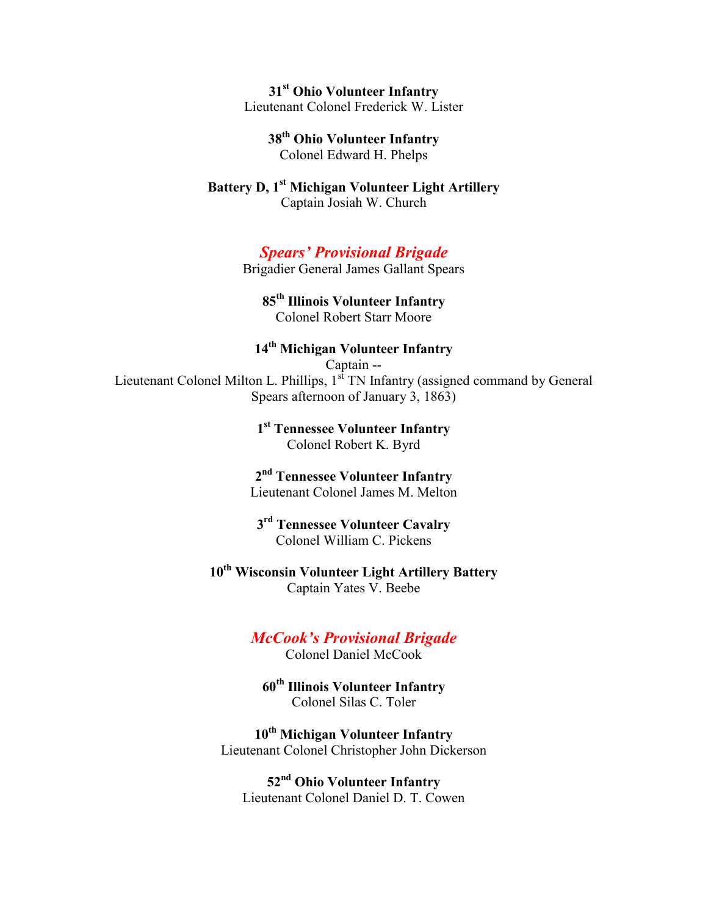**31st Ohio Volunteer Infantry**
Lieutenant Colonel Frederick W. Lister

**38th Ohio Volunteer Infantry**
Colonel Edward H. Phelps

**Battery D, 1st Michigan Volunteer Light Artillery**
Captain Josiah W. Church

## *Spears' Provisional Brigade*

Brigadier General James Gallant Spears

**85th Illinois Volunteer Infantry**
Colonel Robert Starr Moore

**14th Michigan Volunteer Infantry**
Captain --
Lieutenant Colonel Milton L. Phillips, 1st TN Infantry (assigned command by General Spears afternoon of January 3, 1863)

**1st Tennessee Volunteer Infantry**
Colonel Robert K. Byrd

**2nd Tennessee Volunteer Infantry**
Lieutenant Colonel James M. Melton

**3rd Tennessee Volunteer Cavalry**
Colonel William C. Pickens

**10th Wisconsin Volunteer Light Artillery Battery**
Captain Yates V. Beebe

## *McCook's Provisional Brigade*

Colonel Daniel McCook

**60th Illinois Volunteer Infantry**
Colonel Silas C. Toler

**10th Michigan Volunteer Infantry**
Lieutenant Colonel Christopher John Dickerson

**52nd Ohio Volunteer Infantry**
Lieutenant Colonel Daniel D. T. Cowen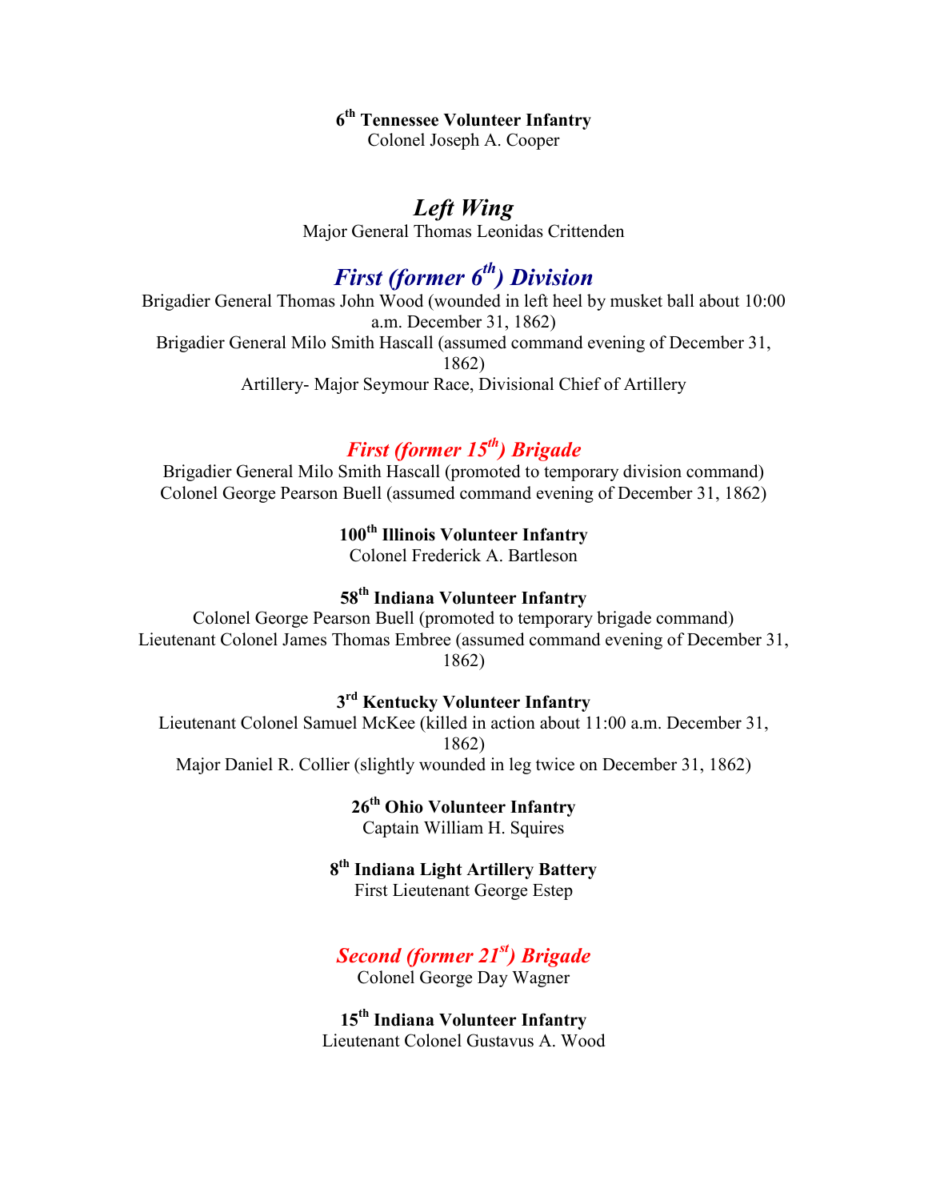**6th Tennessee Volunteer Infantry**
Colonel Joseph A. Cooper

## *Left Wing*

Major General Thomas Leonidas Crittenden

## *First (former 6th) Division*

Brigadier General Thomas John Wood (wounded in left heel by musket ball about 10:00 a.m. December 31, 1862)
Brigadier General Milo Smith Hascall (assumed command evening of December 31, 1862)
Artillery- Major Seymour Race, Divisional Chief of Artillery

### *First (former 15th) Brigade*

Brigadier General Milo Smith Hascall (promoted to temporary division command)
Colonel George Pearson Buell (assumed command evening of December 31, 1862)

**100th Illinois Volunteer Infantry**
Colonel Frederick A. Bartleson

**58th Indiana Volunteer Infantry**
Colonel George Pearson Buell (promoted to temporary brigade command)
Lieutenant Colonel James Thomas Embree (assumed command evening of December 31, 1862)

**3rd Kentucky Volunteer Infantry**
Lieutenant Colonel Samuel McKee (killed in action about 11:00 a.m. December 31, 1862)
Major Daniel R. Collier (slightly wounded in leg twice on December 31, 1862)

**26th Ohio Volunteer Infantry**
Captain William H. Squires

**8th Indiana Light Artillery Battery**
First Lieutenant George Estep

### *Second (former 21st) Brigade*

Colonel George Day Wagner

**15th Indiana Volunteer Infantry**
Lieutenant Colonel Gustavus A. Wood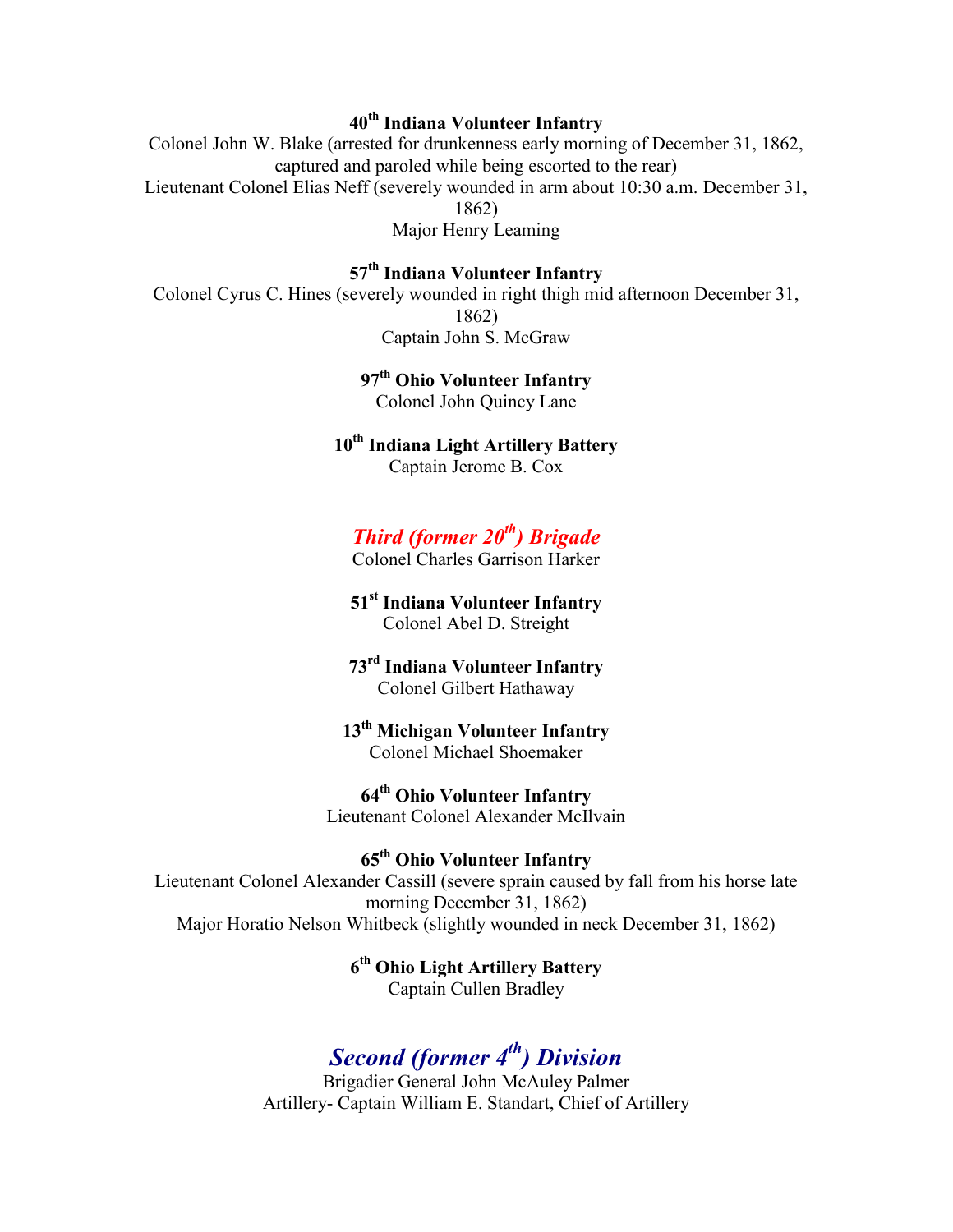**40th Indiana Volunteer Infantry**

Colonel John W. Blake (arrested for drunkenness early morning of December 31, 1862, captured and paroled while being escorted to the rear)

Lieutenant Colonel Elias Neff (severely wounded in arm about 10:30 a.m. December 31, 1862)

Major Henry Leaming

**57th Indiana Volunteer Infantry**

Colonel Cyrus C. Hines (severely wounded in right thigh mid afternoon December 31, 1862)

Captain John S. McGraw

**97th Ohio Volunteer Infantry**

Colonel John Quincy Lane

**10th Indiana Light Artillery Battery**

Captain Jerome B. Cox

### *Third (former 20th) Brigade*

Colonel Charles Garrison Harker

**51st Indiana Volunteer Infantry**

Colonel Abel D. Streight

**73rd Indiana Volunteer Infantry**

Colonel Gilbert Hathaway

**13th Michigan Volunteer Infantry**

Colonel Michael Shoemaker

**64th Ohio Volunteer Infantry**

Lieutenant Colonel Alexander McIlvain

**65th Ohio Volunteer Infantry**

Lieutenant Colonel Alexander Cassill (severe sprain caused by fall from his horse late morning December 31, 1862)

Major Horatio Nelson Whitbeck (slightly wounded in neck December 31, 1862)

**6th Ohio Light Artillery Battery**

Captain Cullen Bradley

## *Second (former 4th) Division*

Brigadier General John McAuley Palmer

Artillery- Captain William E. Standart, Chief of Artillery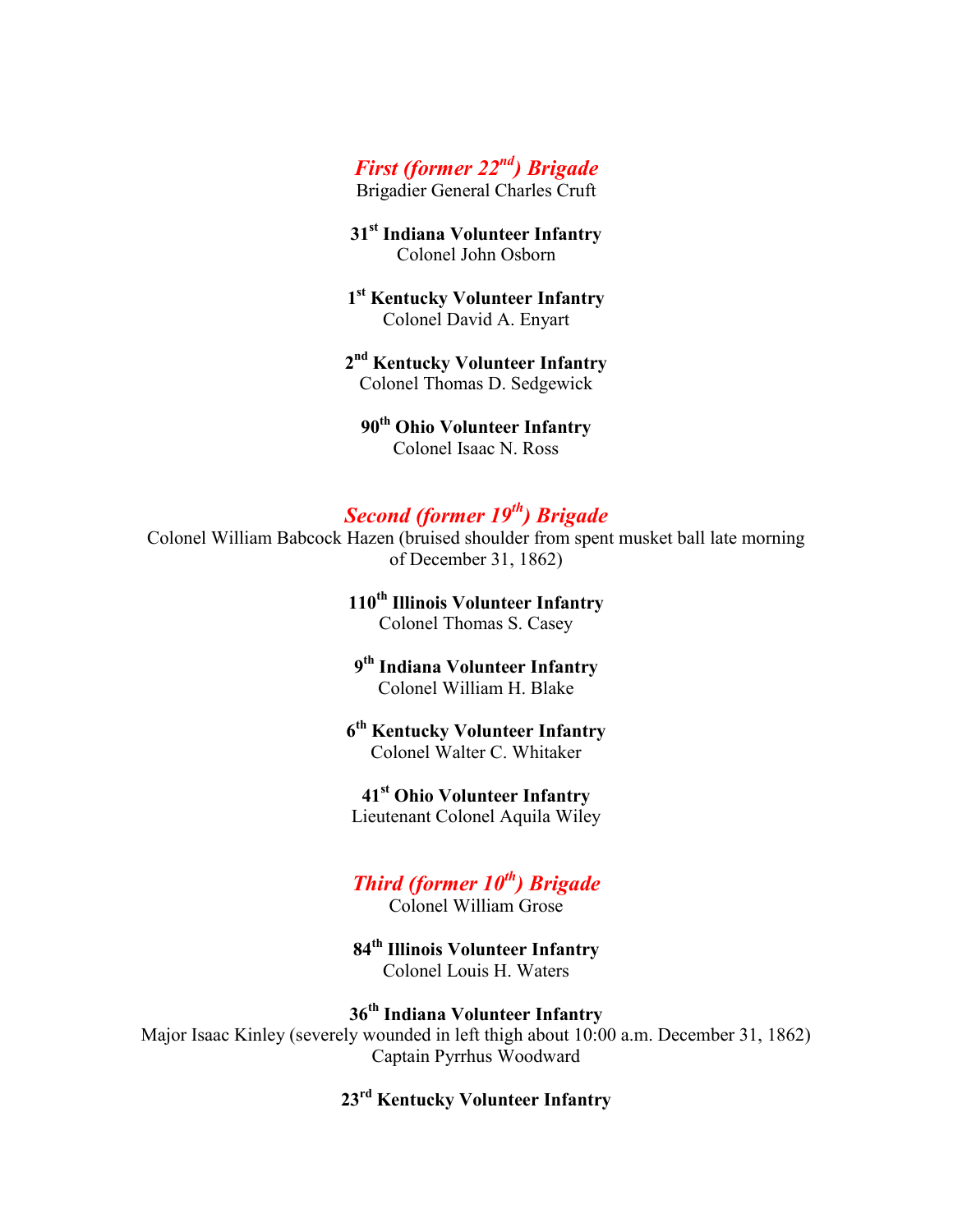## *First (former 22nd) Brigade*

Brigadier General Charles Cruft

**31st Indiana Volunteer Infantry**
Colonel John Osborn

**1st Kentucky Volunteer Infantry**
Colonel David A. Enyart

**2nd Kentucky Volunteer Infantry**
Colonel Thomas D. Sedgewick

**90th Ohio Volunteer Infantry**
Colonel Isaac N. Ross

## *Second (former 19th) Brigade*

Colonel William Babcock Hazen (bruised shoulder from spent musket ball late morning of December 31, 1862)

**110th Illinois Volunteer Infantry**
Colonel Thomas S. Casey

**9th Indiana Volunteer Infantry**
Colonel William H. Blake

**6th Kentucky Volunteer Infantry**
Colonel Walter C. Whitaker

**41st Ohio Volunteer Infantry**
Lieutenant Colonel Aquila Wiley

## *Third (former 10th) Brigade*

Colonel William Grose

**84th Illinois Volunteer Infantry**
Colonel Louis H. Waters

**36th Indiana Volunteer Infantry**
Major Isaac Kinley (severely wounded in left thigh about 10:00 a.m. December 31, 1862)
Captain Pyrrhus Woodward

**23rd Kentucky Volunteer Infantry**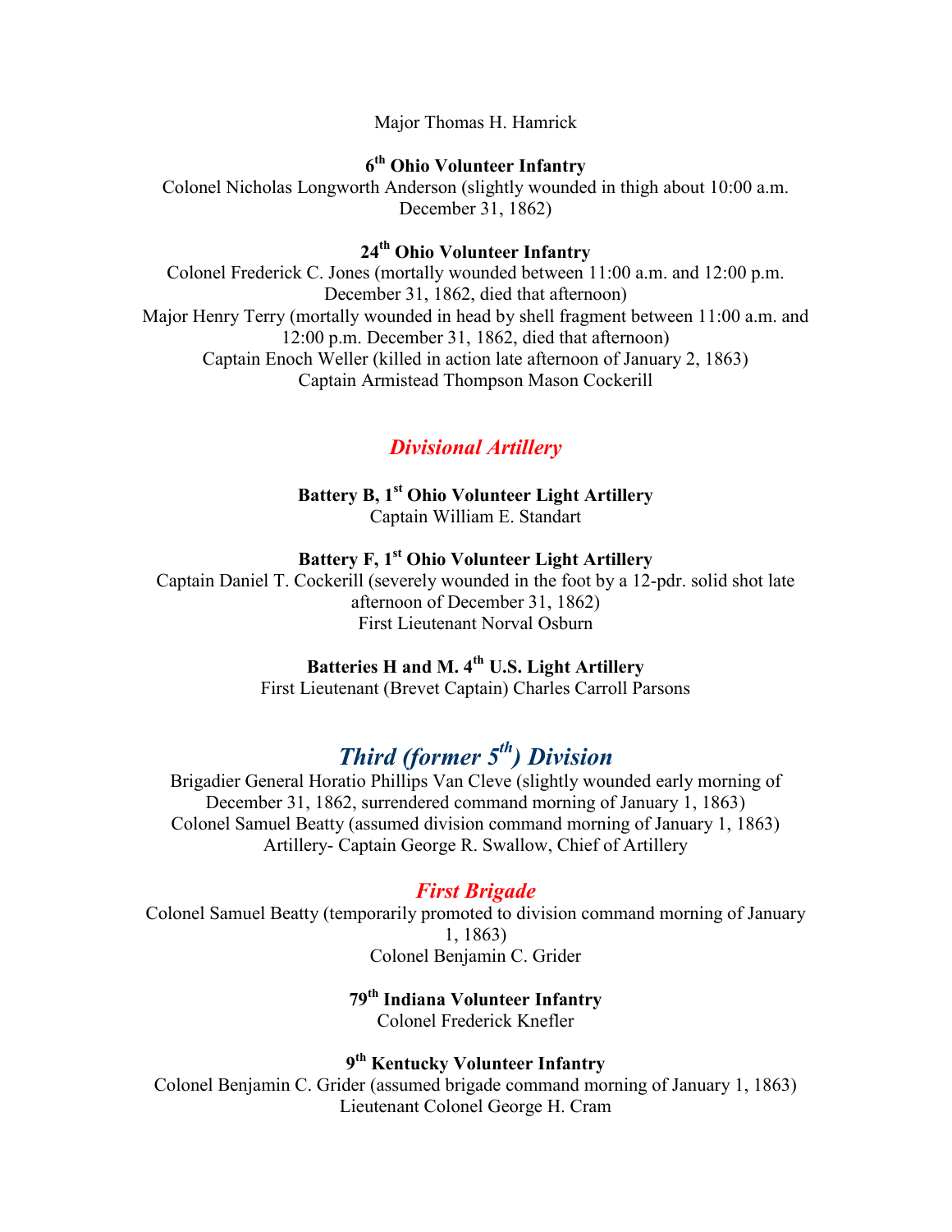Major Thomas H. Hamrick

**6th Ohio Volunteer Infantry**
Colonel Nicholas Longworth Anderson (slightly wounded in thigh about 10:00 a.m. December 31, 1862)

**24th Ohio Volunteer Infantry**
Colonel Frederick C. Jones (mortally wounded between 11:00 a.m. and 12:00 p.m. December 31, 1862, died that afternoon)
Major Henry Terry (mortally wounded in head by shell fragment between 11:00 a.m. and 12:00 p.m. December 31, 1862, died that afternoon)
Captain Enoch Weller (killed in action late afternoon of January 2, 1863)
Captain Armistead Thompson Mason Cockerill

### *Divisional Artillery*

**Battery B, 1st Ohio Volunteer Light Artillery**
Captain William E. Standart

**Battery F, 1st Ohio Volunteer Light Artillery**
Captain Daniel T. Cockerill (severely wounded in the foot by a 12-pdr. solid shot late afternoon of December 31, 1862)
First Lieutenant Norval Osburn

**Batteries H and M. 4th U.S. Light Artillery**
First Lieutenant (Brevet Captain) Charles Carroll Parsons

## *Third (former 5th) Division*

Brigadier General Horatio Phillips Van Cleve (slightly wounded early morning of December 31, 1862, surrendered command morning of January 1, 1863)
Colonel Samuel Beatty (assumed division command morning of January 1, 1863)
Artillery- Captain George R. Swallow, Chief of Artillery

### *First Brigade*

Colonel Samuel Beatty (temporarily promoted to division command morning of January 1, 1863)
Colonel Benjamin C. Grider

**79th Indiana Volunteer Infantry**
Colonel Frederick Knefler

**9th Kentucky Volunteer Infantry**
Colonel Benjamin C. Grider (assumed brigade command morning of January 1, 1863)
Lieutenant Colonel George H. Cram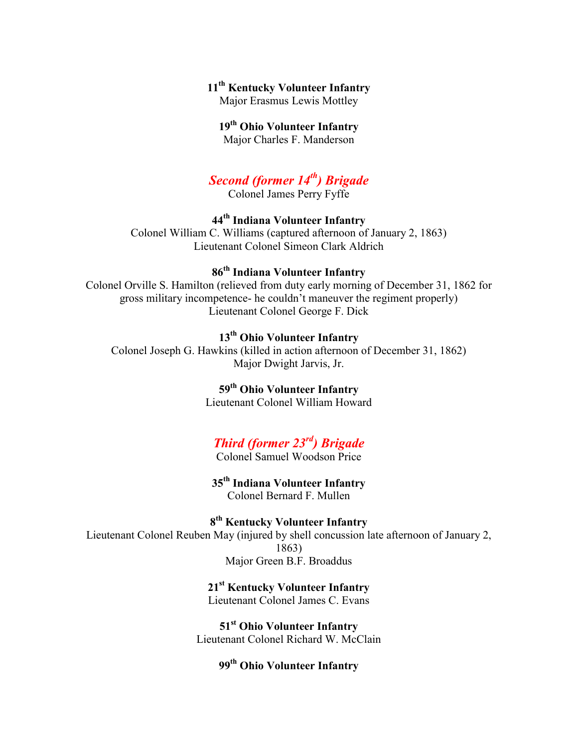**11th Kentucky Volunteer Infantry**
Major Erasmus Lewis Mottley

**19th Ohio Volunteer Infantry**
Major Charles F. Manderson

## *Second (former 14th) Brigade*

Colonel James Perry Fyffe

**44th Indiana Volunteer Infantry**
Colonel William C. Williams (captured afternoon of January 2, 1863)
Lieutenant Colonel Simeon Clark Aldrich

**86th Indiana Volunteer Infantry**
Colonel Orville S. Hamilton (relieved from duty early morning of December 31, 1862 for gross military incompetence- he couldn't maneuver the regiment properly)
Lieutenant Colonel George F. Dick

**13th Ohio Volunteer Infantry**
Colonel Joseph G. Hawkins (killed in action afternoon of December 31, 1862)
Major Dwight Jarvis, Jr.

**59th Ohio Volunteer Infantry**
Lieutenant Colonel William Howard

## *Third (former 23rd) Brigade*

Colonel Samuel Woodson Price

**35th Indiana Volunteer Infantry**
Colonel Bernard F. Mullen

**8th Kentucky Volunteer Infantry**
Lieutenant Colonel Reuben May (injured by shell concussion late afternoon of January 2, 1863)
Major Green B.F. Broaddus

**21st Kentucky Volunteer Infantry**
Lieutenant Colonel James C. Evans

**51st Ohio Volunteer Infantry**
Lieutenant Colonel Richard W. McClain

**99th Ohio Volunteer Infantry**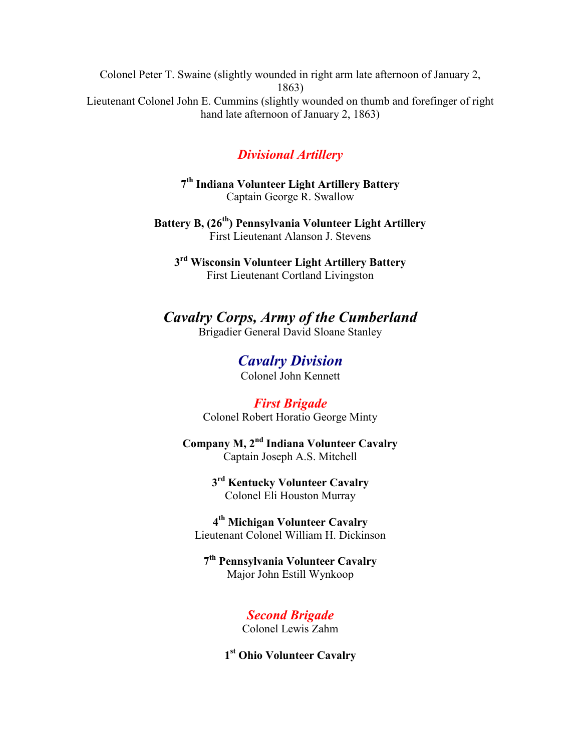Colonel Peter T. Swaine (slightly wounded in right arm late afternoon of January 2, 1863)
Lieutenant Colonel John E. Cummins (slightly wounded on thumb and forefinger of right hand late afternoon of January 2, 1863)

### *Divisional Artillery*

**7th Indiana Volunteer Light Artillery Battery**
Captain George R. Swallow

**Battery B, (26th) Pennsylvania Volunteer Light Artillery**
First Lieutenant Alanson J. Stevens

**3rd Wisconsin Volunteer Light Artillery Battery**
First Lieutenant Cortland Livingston

# *Cavalry Corps, Army of the Cumberland*
Brigadier General David Sloane Stanley

## *Cavalry Division*
Colonel John Kennett

### *First Brigade*
Colonel Robert Horatio George Minty

**Company M, 2nd Indiana Volunteer Cavalry**
Captain Joseph A.S. Mitchell

**3rd Kentucky Volunteer Cavalry**
Colonel Eli Houston Murray

**4th Michigan Volunteer Cavalry**
Lieutenant Colonel William H. Dickinson

**7th Pennsylvania Volunteer Cavalry**
Major John Estill Wynkoop

### *Second Brigade*
Colonel Lewis Zahm

**1st Ohio Volunteer Cavalry**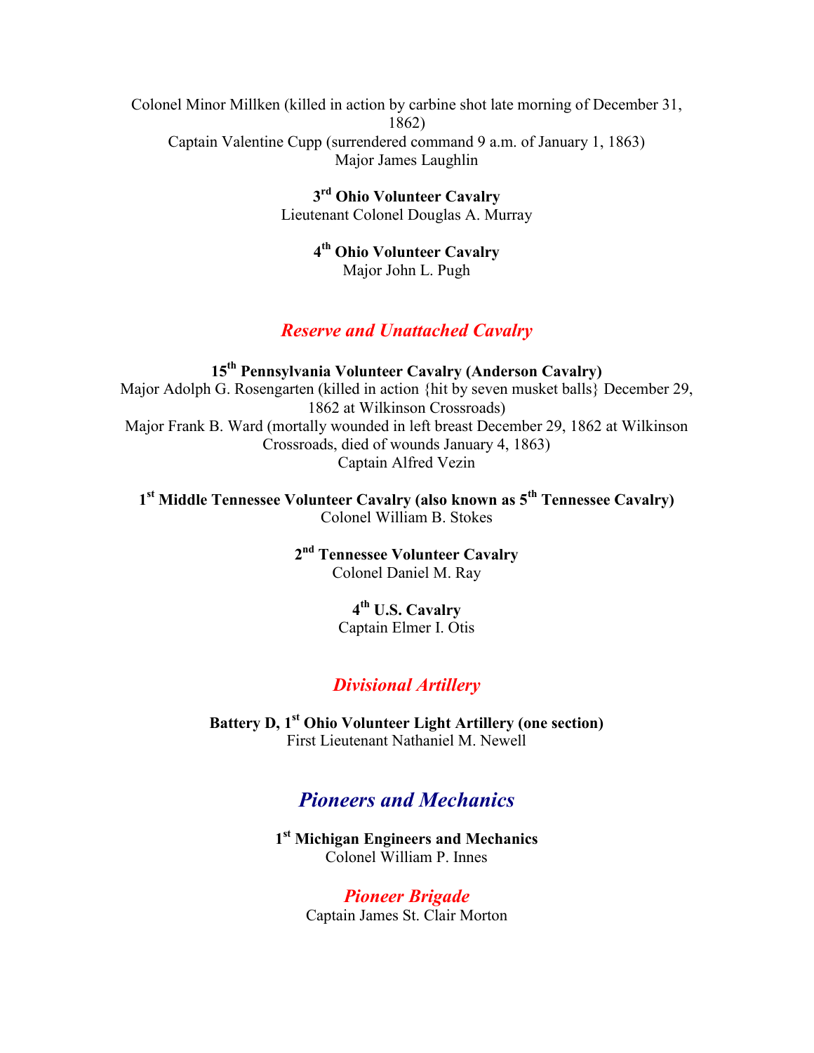Colonel Minor Millken (killed in action by carbine shot late morning of December 31, 1862)
Captain Valentine Cupp (surrendered command 9 a.m. of January 1, 1863)
Major James Laughlin

**3rd Ohio Volunteer Cavalry**
Lieutenant Colonel Douglas A. Murray

**4th Ohio Volunteer Cavalry**
Major John L. Pugh

### *Reserve and Unattached Cavalry*

**15th Pennsylvania Volunteer Cavalry (Anderson Cavalry)**
Major Adolph G. Rosengarten (killed in action {hit by seven musket balls} December 29, 1862 at Wilkinson Crossroads)
Major Frank B. Ward (mortally wounded in left breast December 29, 1862 at Wilkinson Crossroads, died of wounds January 4, 1863)
Captain Alfred Vezin

**1st Middle Tennessee Volunteer Cavalry (also known as 5th Tennessee Cavalry)**
Colonel William B. Stokes

**2nd Tennessee Volunteer Cavalry**
Colonel Daniel M. Ray

**4th U.S. Cavalry**
Captain Elmer I. Otis

### *Divisional Artillery*

**Battery D, 1st Ohio Volunteer Light Artillery (one section)**
First Lieutenant Nathaniel M. Newell

## *Pioneers and Mechanics*

**1st Michigan Engineers and Mechanics**
Colonel William P. Innes

### *Pioneer Brigade*
Captain James St. Clair Morton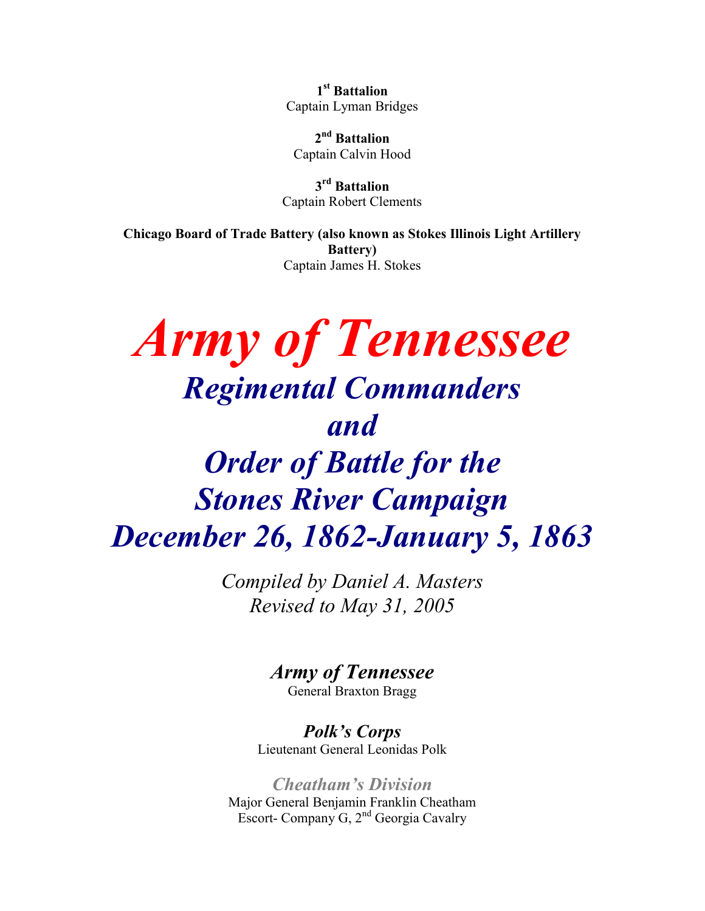**1st Battalion**
Captain Lyman Bridges

**2nd Battalion**
Captain Calvin Hood

**3rd Battalion**
Captain Robert Clements

**Chicago Board of Trade Battery (also known as Stokes Illinois Light Artillery Battery)**
Captain James H. Stokes

# *Army of Tennessee*

## *Regimental Commanders and Order of Battle for the Stones River Campaign December 26, 1862-January 5, 1863*

*Compiled by Daniel A. Masters*
*Revised to May 31, 2005*

### *Army of Tennessee*
General Braxton Bragg

### *Polk's Corps*
Lieutenant General Leonidas Polk

### *Cheatham's Division*
Major General Benjamin Franklin Cheatham
Escort- Company G, 2nd Georgia Cavalry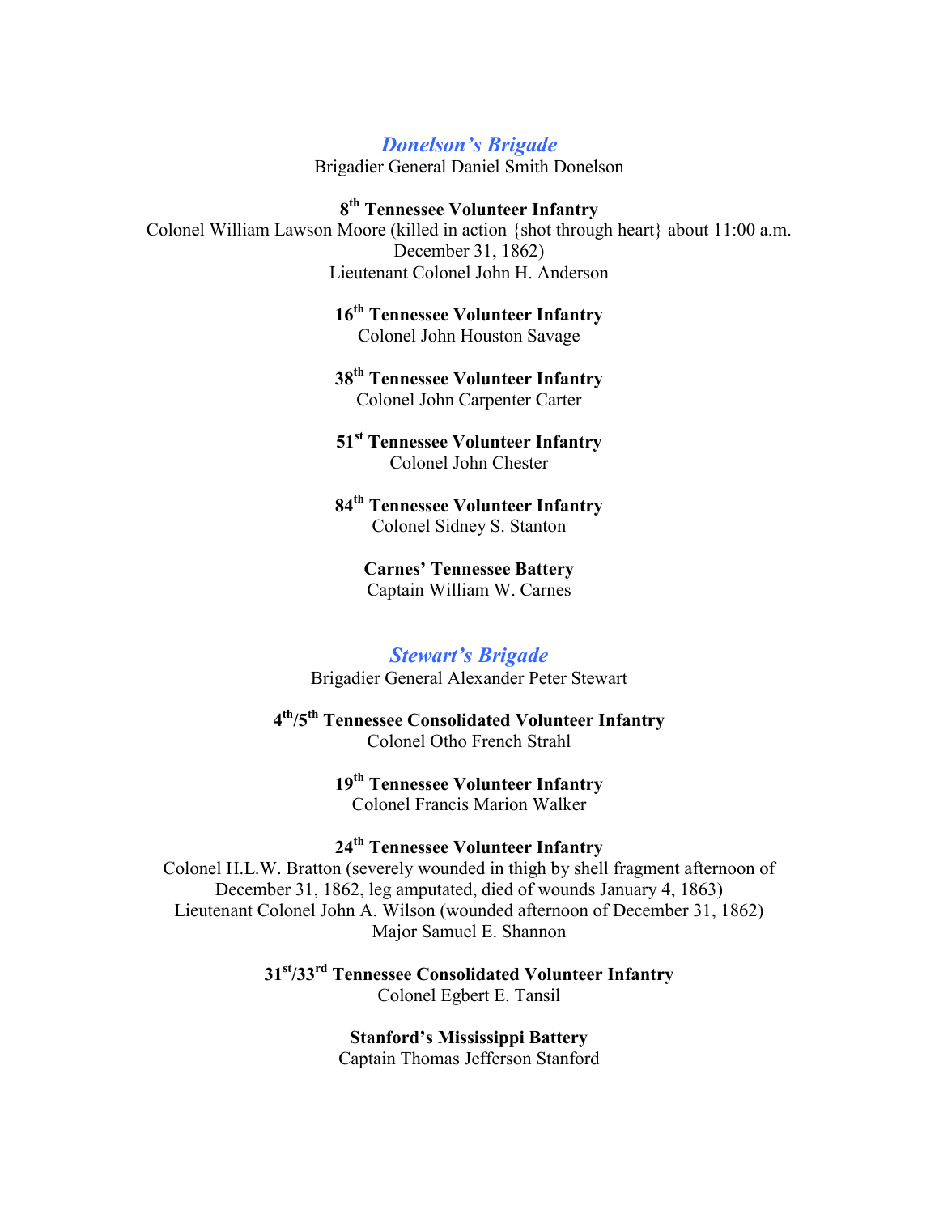## *Donelson's Brigade*

Brigadier General Daniel Smith Donelson

**8th Tennessee Volunteer Infantry**
Colonel William Lawson Moore (killed in action {shot through heart} about 11:00 a.m. December 31, 1862)
Lieutenant Colonel John H. Anderson

**16th Tennessee Volunteer Infantry**
Colonel John Houston Savage

**38th Tennessee Volunteer Infantry**
Colonel John Carpenter Carter

**51st Tennessee Volunteer Infantry**
Colonel John Chester

**84th Tennessee Volunteer Infantry**
Colonel Sidney S. Stanton

**Carnes' Tennessee Battery**
Captain William W. Carnes

## *Stewart's Brigade*

Brigadier General Alexander Peter Stewart

**4th/5th Tennessee Consolidated Volunteer Infantry**
Colonel Otho French Strahl

**19th Tennessee Volunteer Infantry**
Colonel Francis Marion Walker

**24th Tennessee Volunteer Infantry**
Colonel H.L.W. Bratton (severely wounded in thigh by shell fragment afternoon of December 31, 1862, leg amputated, died of wounds January 4, 1863)
Lieutenant Colonel John A. Wilson (wounded afternoon of December 31, 1862)
Major Samuel E. Shannon

**31st/33rd Tennessee Consolidated Volunteer Infantry**
Colonel Egbert E. Tansil

**Stanford's Mississippi Battery**
Captain Thomas Jefferson Stanford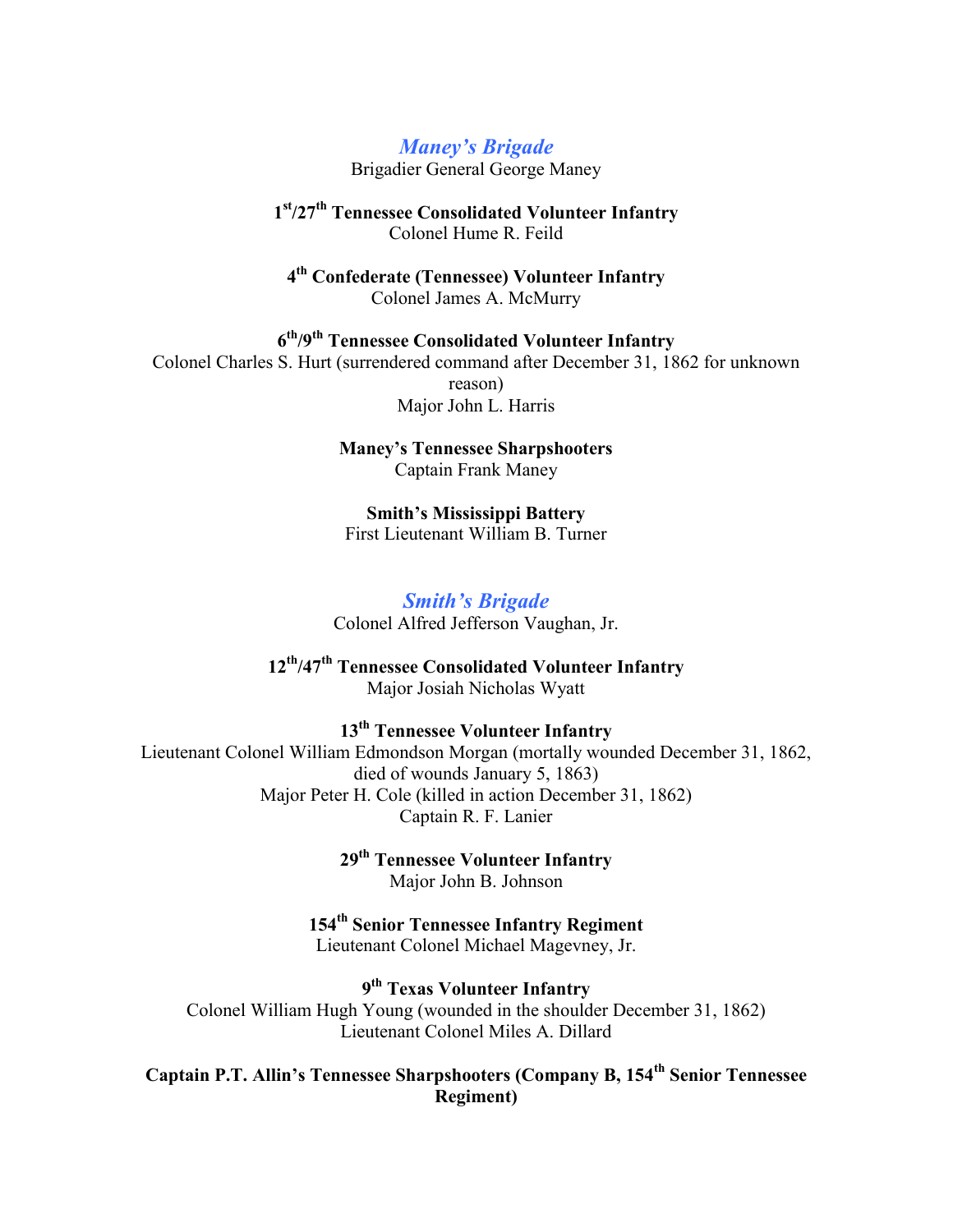## *Maney's Brigade*

Brigadier General George Maney

**1st/27th Tennessee Consolidated Volunteer Infantry**
Colonel Hume R. Feild

**4th Confederate (Tennessee) Volunteer Infantry**
Colonel James A. McMurry

**6th/9th Tennessee Consolidated Volunteer Infantry**
Colonel Charles S. Hurt (surrendered command after December 31, 1862 for unknown reason)
Major John L. Harris

**Maney's Tennessee Sharpshooters**
Captain Frank Maney

**Smith's Mississippi Battery**
First Lieutenant William B. Turner

## *Smith's Brigade*

Colonel Alfred Jefferson Vaughan, Jr.

**12th/47th Tennessee Consolidated Volunteer Infantry**
Major Josiah Nicholas Wyatt

**13th Tennessee Volunteer Infantry**
Lieutenant Colonel William Edmondson Morgan (mortally wounded December 31, 1862, died of wounds January 5, 1863)
Major Peter H. Cole (killed in action December 31, 1862)
Captain R. F. Lanier

**29th Tennessee Volunteer Infantry**
Major John B. Johnson

**154th Senior Tennessee Infantry Regiment**
Lieutenant Colonel Michael Magevney, Jr.

**9th Texas Volunteer Infantry**
Colonel William Hugh Young (wounded in the shoulder December 31, 1862)
Lieutenant Colonel Miles A. Dillard

**Captain P.T. Allin's Tennessee Sharpshooters (Company B, 154th Senior Tennessee Regiment)**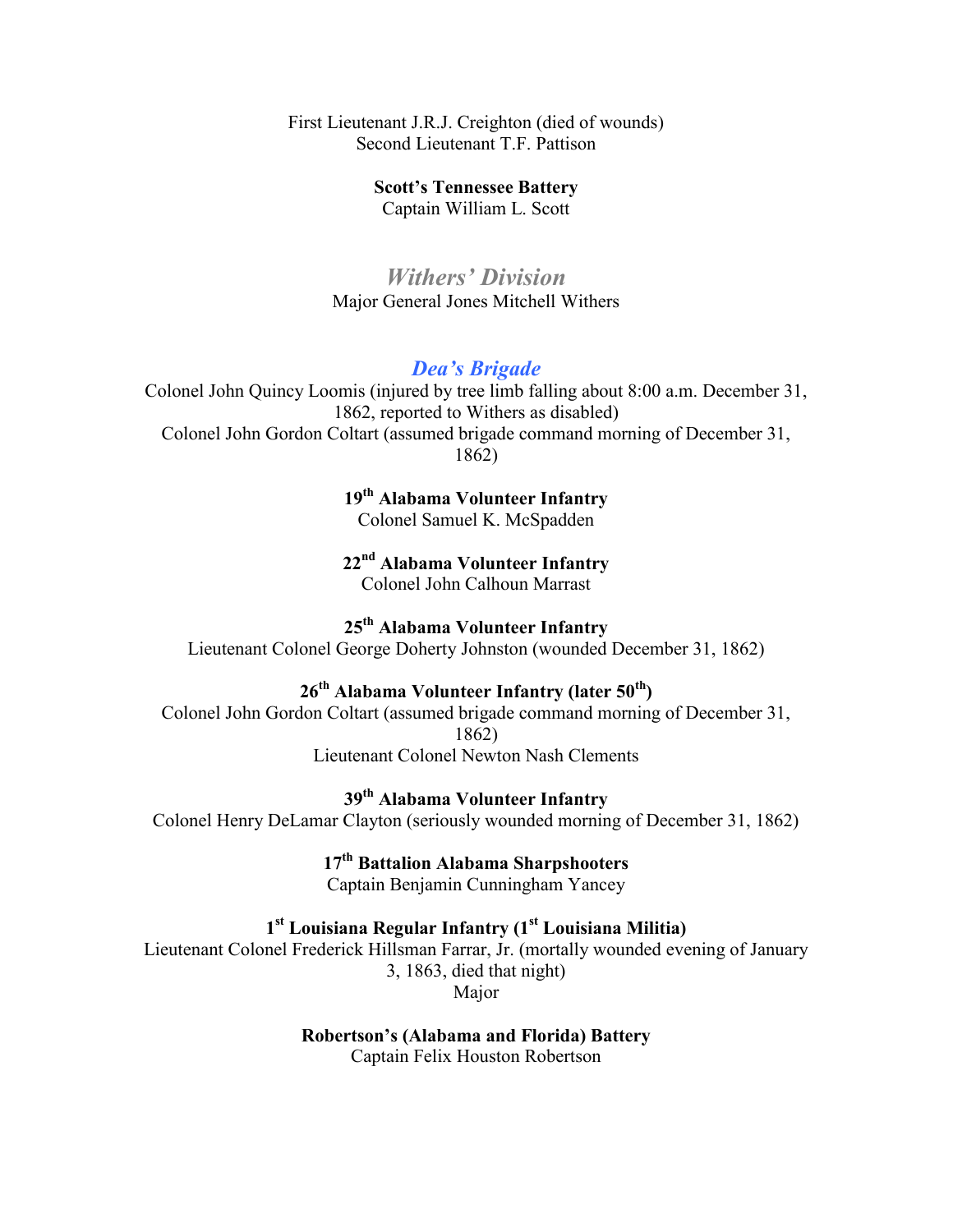First Lieutenant J.R.J. Creighton (died of wounds)
Second Lieutenant T.F. Pattison

**Scott's Tennessee Battery**
Captain William L. Scott

## *Withers' Division*

Major General Jones Mitchell Withers

### *Dea's Brigade*

Colonel John Quincy Loomis (injured by tree limb falling about 8:00 a.m. December 31, 1862, reported to Withers as disabled)
Colonel John Gordon Coltart (assumed brigade command morning of December 31, 1862)

**19th Alabama Volunteer Infantry**
Colonel Samuel K. McSpadden

**22nd Alabama Volunteer Infantry**
Colonel John Calhoun Marrast

**25th Alabama Volunteer Infantry**
Lieutenant Colonel George Doherty Johnston (wounded December 31, 1862)

**26th Alabama Volunteer Infantry (later 50th)**
Colonel John Gordon Coltart (assumed brigade command morning of December 31, 1862)
Lieutenant Colonel Newton Nash Clements

**39th Alabama Volunteer Infantry**
Colonel Henry DeLamar Clayton (seriously wounded morning of December 31, 1862)

**17th Battalion Alabama Sharpshooters**
Captain Benjamin Cunningham Yancey

**1st Louisiana Regular Infantry (1st Louisiana Militia)**
Lieutenant Colonel Frederick Hillsman Farrar, Jr. (mortally wounded evening of January 3, 1863, died that night)
Major

**Robertson's (Alabama and Florida) Battery**
Captain Felix Houston Robertson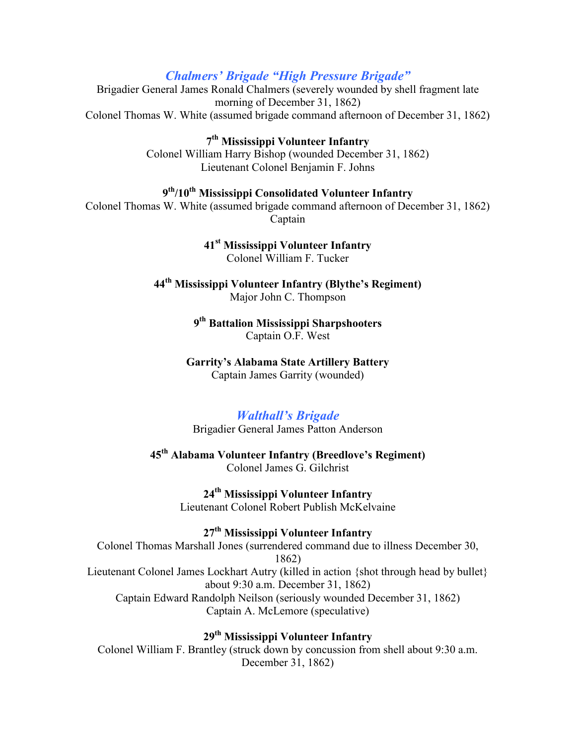## *Chalmers' Brigade "High Pressure Brigade"*

Brigadier General James Ronald Chalmers (severely wounded by shell fragment late morning of December 31, 1862)
Colonel Thomas W. White (assumed brigade command afternoon of December 31, 1862)

**7th Mississippi Volunteer Infantry**
Colonel William Harry Bishop (wounded December 31, 1862)
Lieutenant Colonel Benjamin F. Johns

**9th/10th Mississippi Consolidated Volunteer Infantry**
Colonel Thomas W. White (assumed brigade command afternoon of December 31, 1862)
Captain

**41st Mississippi Volunteer Infantry**
Colonel William F. Tucker

**44th Mississippi Volunteer Infantry (Blythe's Regiment)**
Major John C. Thompson

**9th Battalion Mississippi Sharpshooters**
Captain O.F. West

**Garrity's Alabama State Artillery Battery**
Captain James Garrity (wounded)

## *Walthall's Brigade*

Brigadier General James Patton Anderson

**45th Alabama Volunteer Infantry (Breedlove's Regiment)**
Colonel James G. Gilchrist

**24th Mississippi Volunteer Infantry**
Lieutenant Colonel Robert Publish McKelvaine

**27th Mississippi Volunteer Infantry**
Colonel Thomas Marshall Jones (surrendered command due to illness December 30, 1862)
Lieutenant Colonel James Lockhart Autry (killed in action {shot through head by bullet} about 9:30 a.m. December 31, 1862)
Captain Edward Randolph Neilson (seriously wounded December 31, 1862)
Captain A. McLemore (speculative)

**29th Mississippi Volunteer Infantry**
Colonel William F. Brantley (struck down by concussion from shell about 9:30 a.m. December 31, 1862)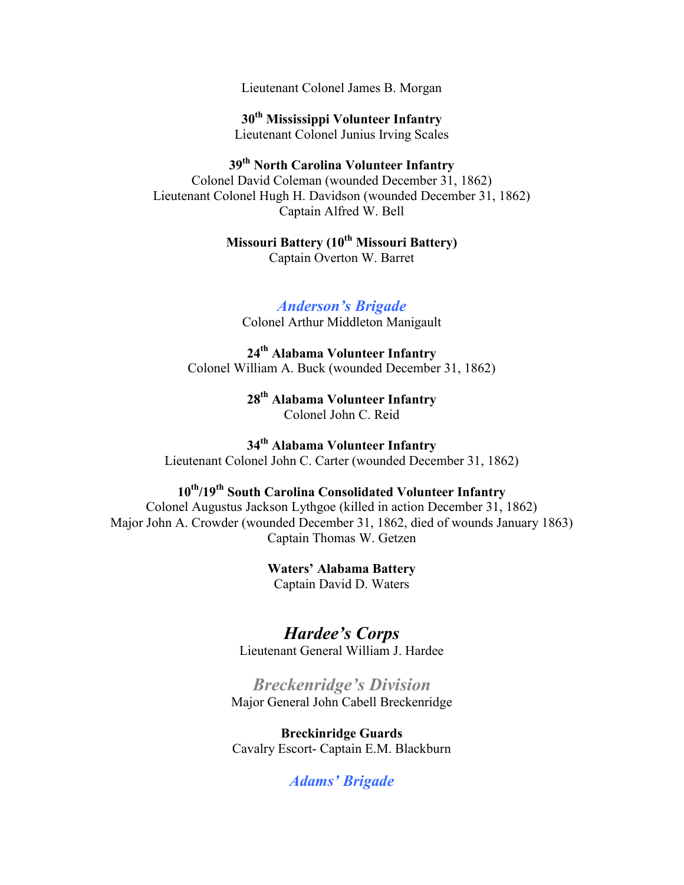Lieutenant Colonel James B. Morgan

**30th Mississippi Volunteer Infantry**
Lieutenant Colonel Junius Irving Scales

**39th North Carolina Volunteer Infantry**
Colonel David Coleman (wounded December 31, 1862)
Lieutenant Colonel Hugh H. Davidson (wounded December 31, 1862)
Captain Alfred W. Bell

**Missouri Battery (10th Missouri Battery)**
Captain Overton W. Barret

### *Anderson's Brigade*
Colonel Arthur Middleton Manigault

**24th Alabama Volunteer Infantry**
Colonel William A. Buck (wounded December 31, 1862)

**28th Alabama Volunteer Infantry**
Colonel John C. Reid

**34th Alabama Volunteer Infantry**
Lieutenant Colonel John C. Carter (wounded December 31, 1862)

**10th/19th South Carolina Consolidated Volunteer Infantry**
Colonel Augustus Jackson Lythgoe (killed in action December 31, 1862)
Major John A. Crowder (wounded December 31, 1862, died of wounds January 1863)
Captain Thomas W. Getzen

**Waters' Alabama Battery**
Captain David D. Waters

# *Hardee's Corps*
Lieutenant General William J. Hardee

## *Breckenridge's Division*
Major General John Cabell Breckenridge

**Breckinridge Guards**
Cavalry Escort- Captain E.M. Blackburn

### *Adams' Brigade*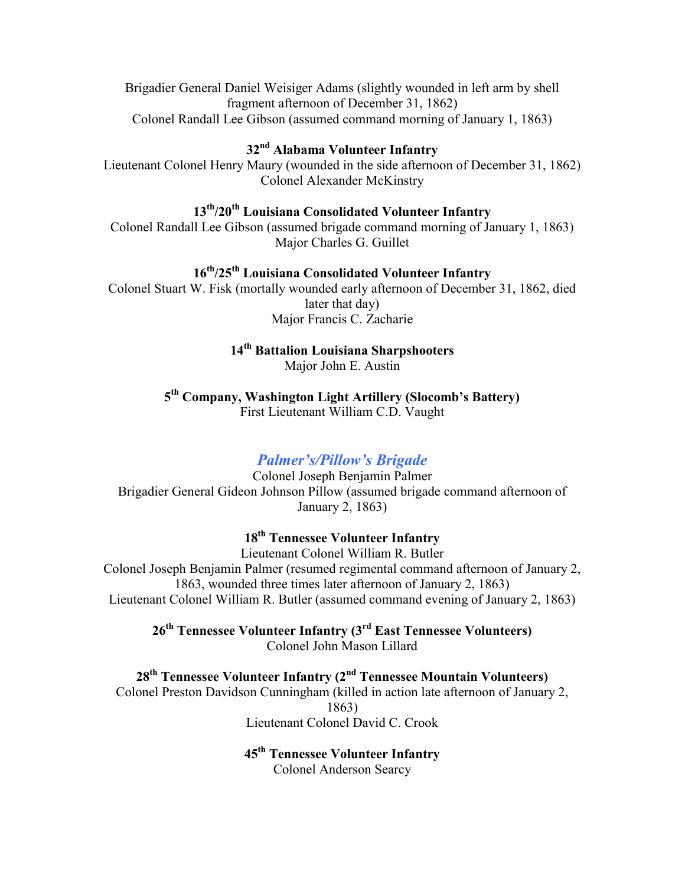Brigadier General Daniel Weisiger Adams (slightly wounded in left arm by shell fragment afternoon of December 31, 1862)
Colonel Randall Lee Gibson (assumed command morning of January 1, 1863)

**32nd Alabama Volunteer Infantry**
Lieutenant Colonel Henry Maury (wounded in the side afternoon of December 31, 1862)
Colonel Alexander McKinstry

**13th/20th Louisiana Consolidated Volunteer Infantry**
Colonel Randall Lee Gibson (assumed brigade command morning of January 1, 1863)
Major Charles G. Guillet

**16th/25th Louisiana Consolidated Volunteer Infantry**
Colonel Stuart W. Fisk (mortally wounded early afternoon of December 31, 1862, died later that day)
Major Francis C. Zacharie

**14th Battalion Louisiana Sharpshooters**
Major John E. Austin

**5th Company, Washington Light Artillery (Slocomb's Battery)**
First Lieutenant William C.D. Vaught

### *Palmer's/Pillow's Brigade*

Colonel Joseph Benjamin Palmer
Brigadier General Gideon Johnson Pillow (assumed brigade command afternoon of January 2, 1863)

**18th Tennessee Volunteer Infantry**
Lieutenant Colonel William R. Butler
Colonel Joseph Benjamin Palmer (resumed regimental command afternoon of January 2, 1863, wounded three times later afternoon of January 2, 1863)
Lieutenant Colonel William R. Butler (assumed command evening of January 2, 1863)

**26th Tennessee Volunteer Infantry (3rd East Tennessee Volunteers)**
Colonel John Mason Lillard

**28th Tennessee Volunteer Infantry (2nd Tennessee Mountain Volunteers)**
Colonel Preston Davidson Cunningham (killed in action late afternoon of January 2, 1863)
Lieutenant Colonel David C. Crook

**45th Tennessee Volunteer Infantry**
Colonel Anderson Searcy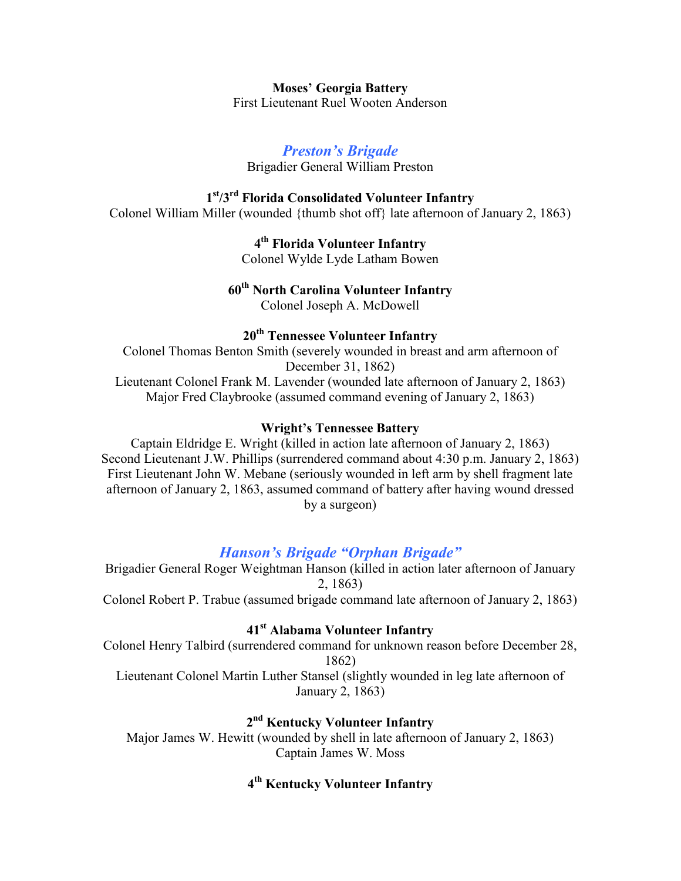**Moses' Georgia Battery**
First Lieutenant Ruel Wooten Anderson

## *Preston's Brigade*

Brigadier General William Preston

**1st/3rd Florida Consolidated Volunteer Infantry**
Colonel William Miller (wounded {thumb shot off} late afternoon of January 2, 1863)

**4th Florida Volunteer Infantry**
Colonel Wylde Lyde Latham Bowen

**60th North Carolina Volunteer Infantry**
Colonel Joseph A. McDowell

**20th Tennessee Volunteer Infantry**
Colonel Thomas Benton Smith (severely wounded in breast and arm afternoon of December 31, 1862)
Lieutenant Colonel Frank M. Lavender (wounded late afternoon of January 2, 1863)
Major Fred Claybrooke (assumed command evening of January 2, 1863)

**Wright's Tennessee Battery**
Captain Eldridge E. Wright (killed in action late afternoon of January 2, 1863)
Second Lieutenant J.W. Phillips (surrendered command about 4:30 p.m. January 2, 1863)
First Lieutenant John W. Mebane (seriously wounded in left arm by shell fragment late afternoon of January 2, 1863, assumed command of battery after having wound dressed by a surgeon)

## *Hanson's Brigade "Orphan Brigade"*

Brigadier General Roger Weightman Hanson (killed in action later afternoon of January 2, 1863)
Colonel Robert P. Trabue (assumed brigade command late afternoon of January 2, 1863)

**41st Alabama Volunteer Infantry**
Colonel Henry Talbird (surrendered command for unknown reason before December 28, 1862)
Lieutenant Colonel Martin Luther Stansel (slightly wounded in leg late afternoon of January 2, 1863)

**2nd Kentucky Volunteer Infantry**
Major James W. Hewitt (wounded by shell in late afternoon of January 2, 1863)
Captain James W. Moss

**4th Kentucky Volunteer Infantry**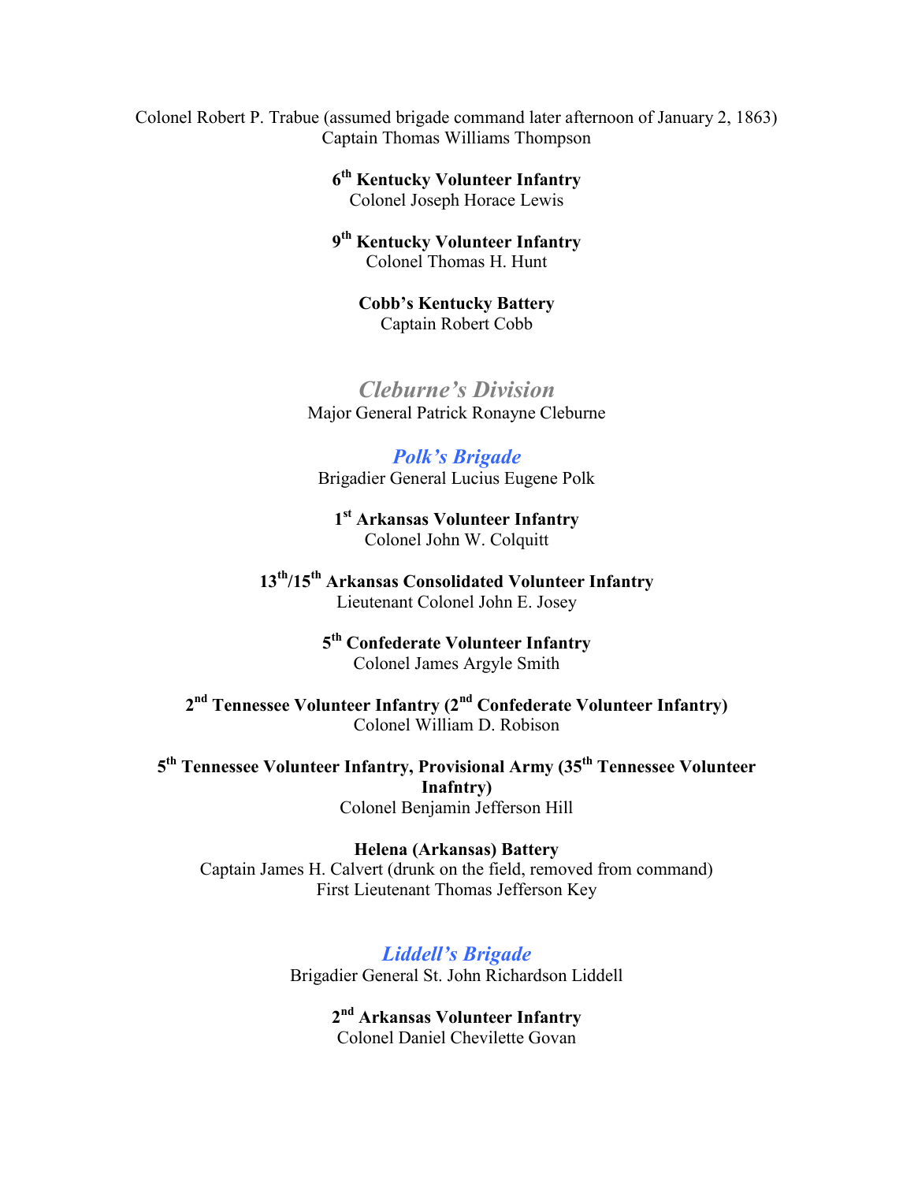Colonel Robert P. Trabue (assumed brigade command later afternoon of January 2, 1863)
Captain Thomas Williams Thompson

**6th Kentucky Volunteer Infantry**
Colonel Joseph Horace Lewis

**9th Kentucky Volunteer Infantry**
Colonel Thomas H. Hunt

**Cobb's Kentucky Battery**
Captain Robert Cobb

## *Cleburne's Division*

Major General Patrick Ronayne Cleburne

### *Polk's Brigade*

Brigadier General Lucius Eugene Polk

**1st Arkansas Volunteer Infantry**
Colonel John W. Colquitt

**13th/15th Arkansas Consolidated Volunteer Infantry**
Lieutenant Colonel John E. Josey

**5th Confederate Volunteer Infantry**
Colonel James Argyle Smith

**2nd Tennessee Volunteer Infantry (2nd Confederate Volunteer Infantry)**
Colonel William D. Robison

**5th Tennessee Volunteer Infantry, Provisional Army (35th Tennessee Volunteer Inafntry)**
Colonel Benjamin Jefferson Hill

**Helena (Arkansas) Battery**
Captain James H. Calvert (drunk on the field, removed from command)
First Lieutenant Thomas Jefferson Key

### *Liddell's Brigade*

Brigadier General St. John Richardson Liddell

**2nd Arkansas Volunteer Infantry**
Colonel Daniel Chevilette Govan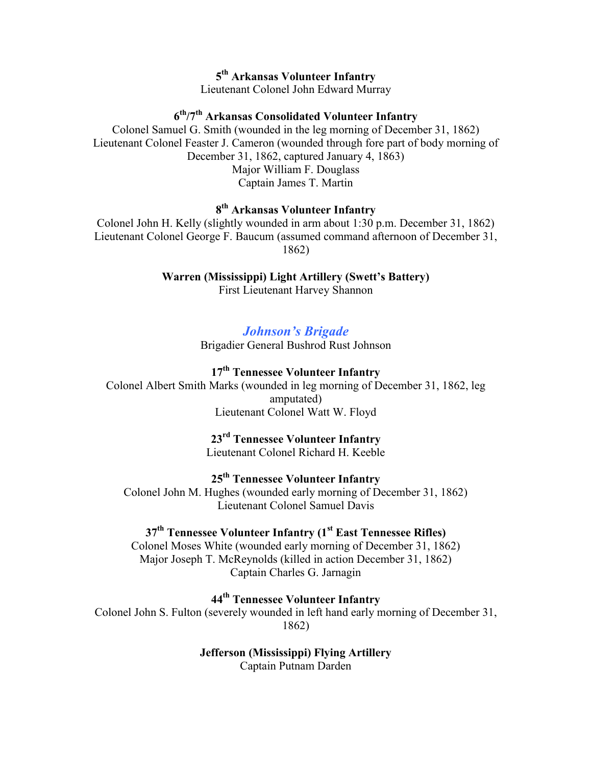**5th Arkansas Volunteer Infantry**
Lieutenant Colonel John Edward Murray

**6th/7th Arkansas Consolidated Volunteer Infantry**
Colonel Samuel G. Smith (wounded in the leg morning of December 31, 1862)
Lieutenant Colonel Feaster J. Cameron (wounded through fore part of body morning of December 31, 1862, captured January 4, 1863)
Major William F. Douglass
Captain James T. Martin

**8th Arkansas Volunteer Infantry**
Colonel John H. Kelly (slightly wounded in arm about 1:30 p.m. December 31, 1862)
Lieutenant Colonel George F. Baucum (assumed command afternoon of December 31, 1862)

**Warren (Mississippi) Light Artillery (Swett's Battery)**
First Lieutenant Harvey Shannon

### *Johnson's Brigade*

Brigadier General Bushrod Rust Johnson

**17th Tennessee Volunteer Infantry**
Colonel Albert Smith Marks (wounded in leg morning of December 31, 1862, leg amputated)
Lieutenant Colonel Watt W. Floyd

**23rd Tennessee Volunteer Infantry**
Lieutenant Colonel Richard H. Keeble

**25th Tennessee Volunteer Infantry**
Colonel John M. Hughes (wounded early morning of December 31, 1862)
Lieutenant Colonel Samuel Davis

**37th Tennessee Volunteer Infantry (1st East Tennessee Rifles)**
Colonel Moses White (wounded early morning of December 31, 1862)
Major Joseph T. McReynolds (killed in action December 31, 1862)
Captain Charles G. Jarnagin

**44th Tennessee Volunteer Infantry**
Colonel John S. Fulton (severely wounded in left hand early morning of December 31, 1862)

**Jefferson (Mississippi) Flying Artillery**
Captain Putnam Darden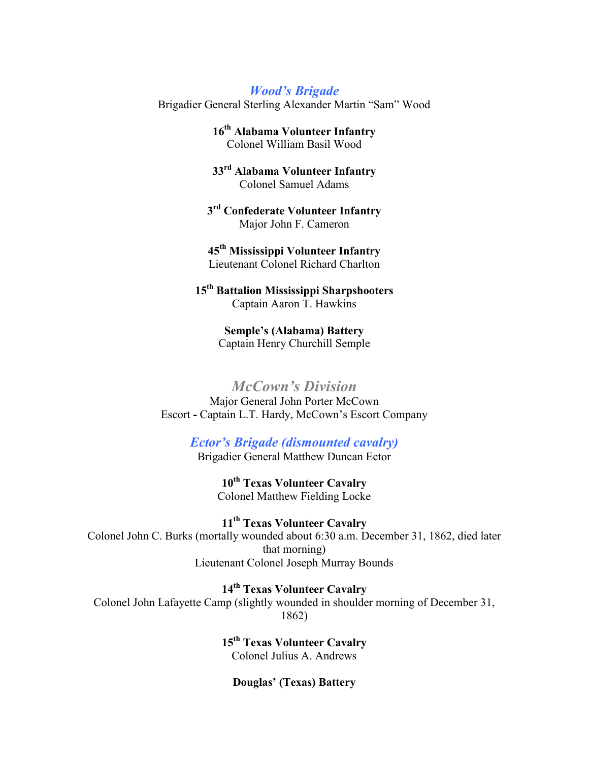### *Wood's Brigade*

Brigadier General Sterling Alexander Martin "Sam" Wood

**16th Alabama Volunteer Infantry**
Colonel William Basil Wood

**33rd Alabama Volunteer Infantry**
Colonel Samuel Adams

**3rd Confederate Volunteer Infantry**
Major John F. Cameron

**45th Mississippi Volunteer Infantry**
Lieutenant Colonel Richard Charlton

**15th Battalion Mississippi Sharpshooters**
Captain Aaron T. Hawkins

**Semple's (Alabama) Battery**
Captain Henry Churchill Semple

## *McCown's Division*

Major General John Porter McCown
Escort **-** Captain L.T. Hardy, McCown's Escort Company

### *Ector's Brigade (dismounted cavalry)*

Brigadier General Matthew Duncan Ector

**10th Texas Volunteer Cavalry**
Colonel Matthew Fielding Locke

**11th Texas Volunteer Cavalry**
Colonel John C. Burks (mortally wounded about 6:30 a.m. December 31, 1862, died later that morning)
Lieutenant Colonel Joseph Murray Bounds

**14th Texas Volunteer Cavalry**
Colonel John Lafayette Camp (slightly wounded in shoulder morning of December 31, 1862)

**15th Texas Volunteer Cavalry**
Colonel Julius A. Andrews

**Douglas' (Texas) Battery**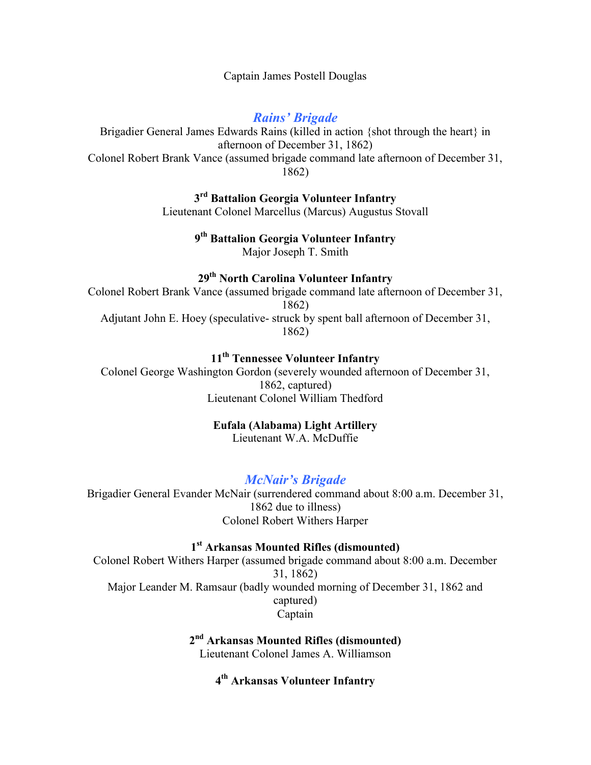Captain James Postell Douglas

## *Rains' Brigade*

Brigadier General James Edwards Rains (killed in action {shot through the heart} in afternoon of December 31, 1862)
Colonel Robert Brank Vance (assumed brigade command late afternoon of December 31, 1862)

**3rd Battalion Georgia Volunteer Infantry**
Lieutenant Colonel Marcellus (Marcus) Augustus Stovall

**9th Battalion Georgia Volunteer Infantry**
Major Joseph T. Smith

**29th North Carolina Volunteer Infantry**
Colonel Robert Brank Vance (assumed brigade command late afternoon of December 31, 1862)
Adjutant John E. Hoey (speculative- struck by spent ball afternoon of December 31, 1862)

**11th Tennessee Volunteer Infantry**
Colonel George Washington Gordon (severely wounded afternoon of December 31, 1862, captured)
Lieutenant Colonel William Thedford

**Eufala (Alabama) Light Artillery**
Lieutenant W.A. McDuffie

## *McNair's Brigade*

Brigadier General Evander McNair (surrendered command about 8:00 a.m. December 31, 1862 due to illness)
Colonel Robert Withers Harper

**1st Arkansas Mounted Rifles (dismounted)**
Colonel Robert Withers Harper (assumed brigade command about 8:00 a.m. December 31, 1862)
Major Leander M. Ramsaur (badly wounded morning of December 31, 1862 and captured)
Captain

**2nd Arkansas Mounted Rifles (dismounted)**
Lieutenant Colonel James A. Williamson

**4th Arkansas Volunteer Infantry**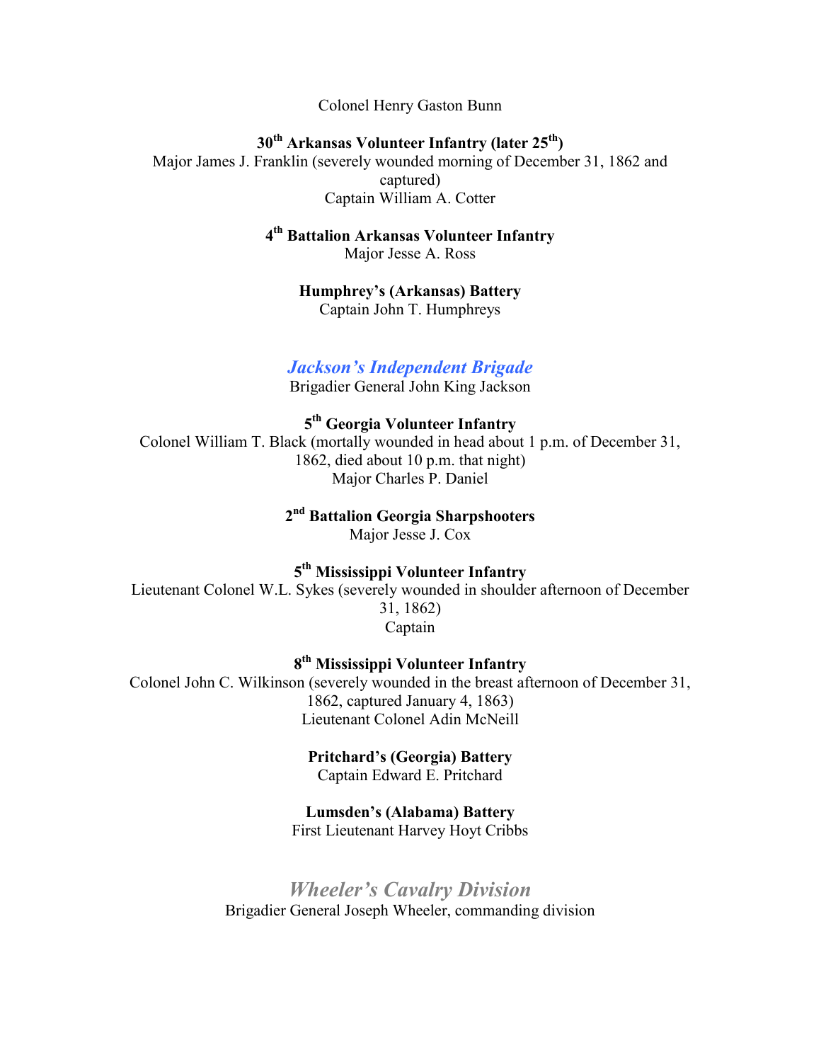Colonel Henry Gaston Bunn

**30th Arkansas Volunteer Infantry (later 25th)**
Major James J. Franklin (severely wounded morning of December 31, 1862 and captured)
Captain William A. Cotter

**4th Battalion Arkansas Volunteer Infantry**
Major Jesse A. Ross

**Humphrey's (Arkansas) Battery**
Captain John T. Humphreys

## *Jackson's Independent Brigade*

Brigadier General John King Jackson

**5th Georgia Volunteer Infantry**
Colonel William T. Black (mortally wounded in head about 1 p.m. of December 31, 1862, died about 10 p.m. that night)
Major Charles P. Daniel

**2nd Battalion Georgia Sharpshooters**
Major Jesse J. Cox

**5th Mississippi Volunteer Infantry**
Lieutenant Colonel W.L. Sykes (severely wounded in shoulder afternoon of December 31, 1862)
Captain

**8th Mississippi Volunteer Infantry**
Colonel John C. Wilkinson (severely wounded in the breast afternoon of December 31, 1862, captured January 4, 1863)
Lieutenant Colonel Adin McNeill

**Pritchard's (Georgia) Battery**
Captain Edward E. Pritchard

**Lumsden's (Alabama) Battery**
First Lieutenant Harvey Hoyt Cribbs

## *Wheeler's Cavalry Division*

Brigadier General Joseph Wheeler, commanding division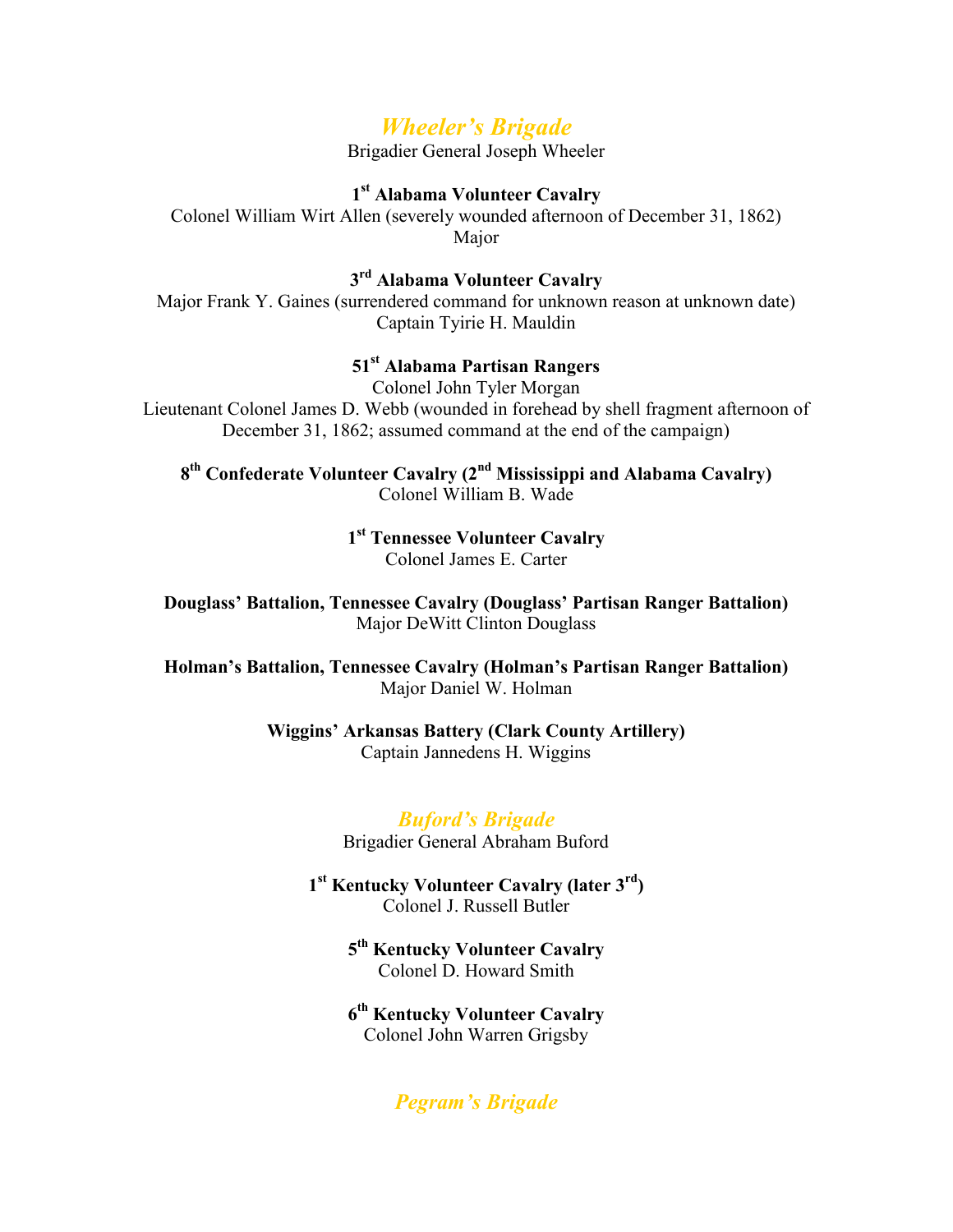## *Wheeler's Brigade*

Brigadier General Joseph Wheeler

**1st Alabama Volunteer Cavalry**
Colonel William Wirt Allen (severely wounded afternoon of December 31, 1862)
Major

**3rd Alabama Volunteer Cavalry**
Major Frank Y. Gaines (surrendered command for unknown reason at unknown date)
Captain Tyirie H. Mauldin

**51st Alabama Partisan Rangers**
Colonel John Tyler Morgan
Lieutenant Colonel James D. Webb (wounded in forehead by shell fragment afternoon of December 31, 1862; assumed command at the end of the campaign)

**8th Confederate Volunteer Cavalry (2nd Mississippi and Alabama Cavalry)**
Colonel William B. Wade

**1st Tennessee Volunteer Cavalry**
Colonel James E. Carter

**Douglass' Battalion, Tennessee Cavalry (Douglass' Partisan Ranger Battalion)**
Major DeWitt Clinton Douglass

**Holman's Battalion, Tennessee Cavalry (Holman's Partisan Ranger Battalion)**
Major Daniel W. Holman

**Wiggins' Arkansas Battery (Clark County Artillery)**
Captain Jannedens H. Wiggins

## *Buford's Brigade*

Brigadier General Abraham Buford

**1st Kentucky Volunteer Cavalry (later 3rd)**
Colonel J. Russell Butler

**5th Kentucky Volunteer Cavalry**
Colonel D. Howard Smith

**6th Kentucky Volunteer Cavalry**
Colonel John Warren Grigsby

## *Pegram's Brigade*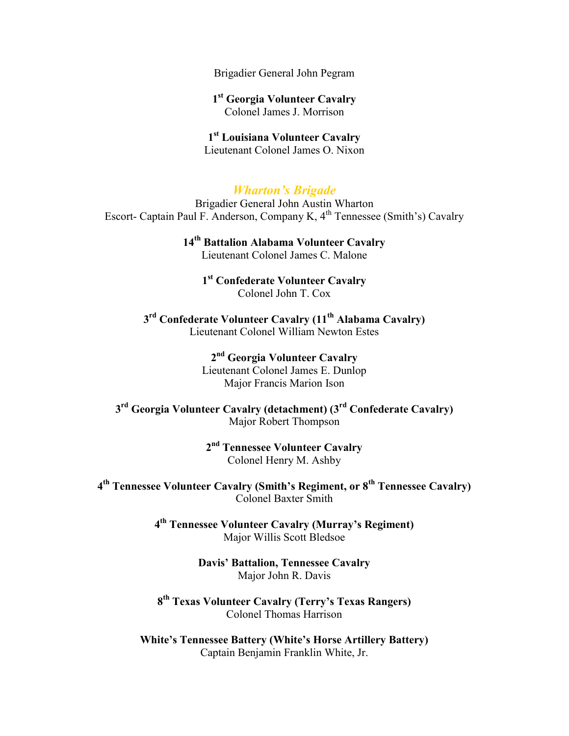Brigadier General John Pegram

**1st Georgia Volunteer Cavalry**
Colonel James J. Morrison

**1st Louisiana Volunteer Cavalry**
Lieutenant Colonel James O. Nixon

## *Wharton's Brigade*

Brigadier General John Austin Wharton
Escort- Captain Paul F. Anderson, Company K, 4th Tennessee (Smith's) Cavalry

**14th Battalion Alabama Volunteer Cavalry**
Lieutenant Colonel James C. Malone

**1st Confederate Volunteer Cavalry**
Colonel John T. Cox

**3rd Confederate Volunteer Cavalry (11th Alabama Cavalry)**
Lieutenant Colonel William Newton Estes

**2nd Georgia Volunteer Cavalry**
Lieutenant Colonel James E. Dunlop
Major Francis Marion Ison

**3rd Georgia Volunteer Cavalry (detachment) (3rd Confederate Cavalry)**
Major Robert Thompson

**2nd Tennessee Volunteer Cavalry**
Colonel Henry M. Ashby

**4th Tennessee Volunteer Cavalry (Smith's Regiment, or 8th Tennessee Cavalry)**
Colonel Baxter Smith

**4th Tennessee Volunteer Cavalry (Murray's Regiment)**
Major Willis Scott Bledsoe

**Davis' Battalion, Tennessee Cavalry**
Major John R. Davis

**8th Texas Volunteer Cavalry (Terry's Texas Rangers)**
Colonel Thomas Harrison

**White's Tennessee Battery (White's Horse Artillery Battery)**
Captain Benjamin Franklin White, Jr.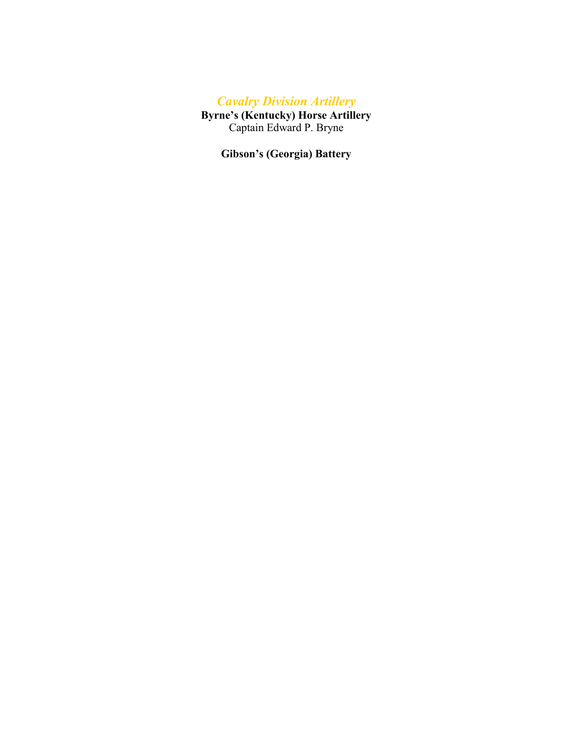### *Cavalry Division Artillery*

**Byrne's (Kentucky) Horse Artillery**
Captain Edward P. Bryne

**Gibson's (Georgia) Battery**